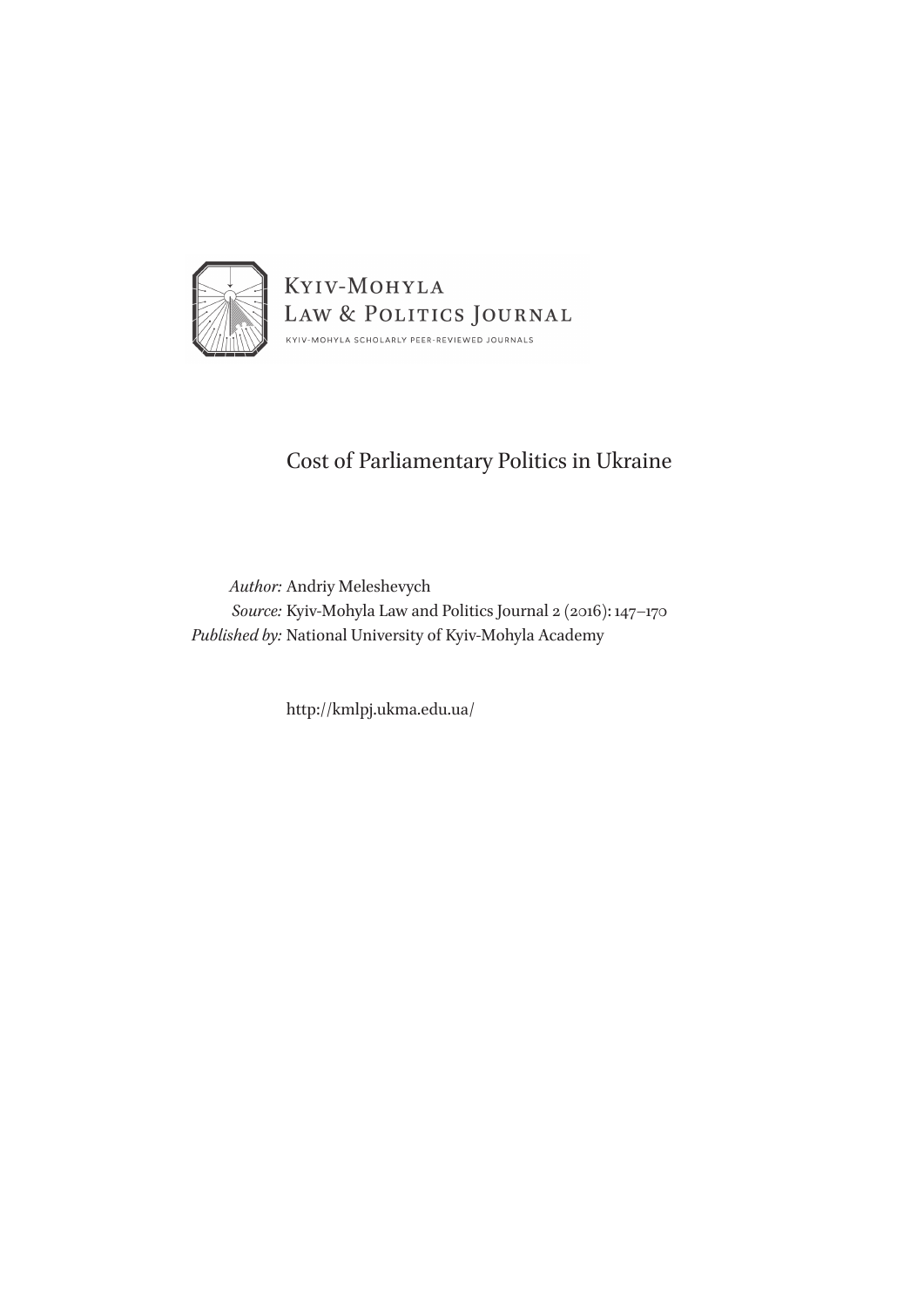Kyiv-Mohyla
Law & Politics Journal
Kyiv-Mohyla Scholarly Peer-Reviewed Journals

# Cost of Parliamentary Politics in Ukraine

*Author:* Andriy Meleshevych
*Source:* Kyiv-Mohyla Law and Politics Journal 2 (2016): 147–170
*Published by:* National University of Kyiv-Mohyla Academy

http://kmlpj.ukma.edu.ua/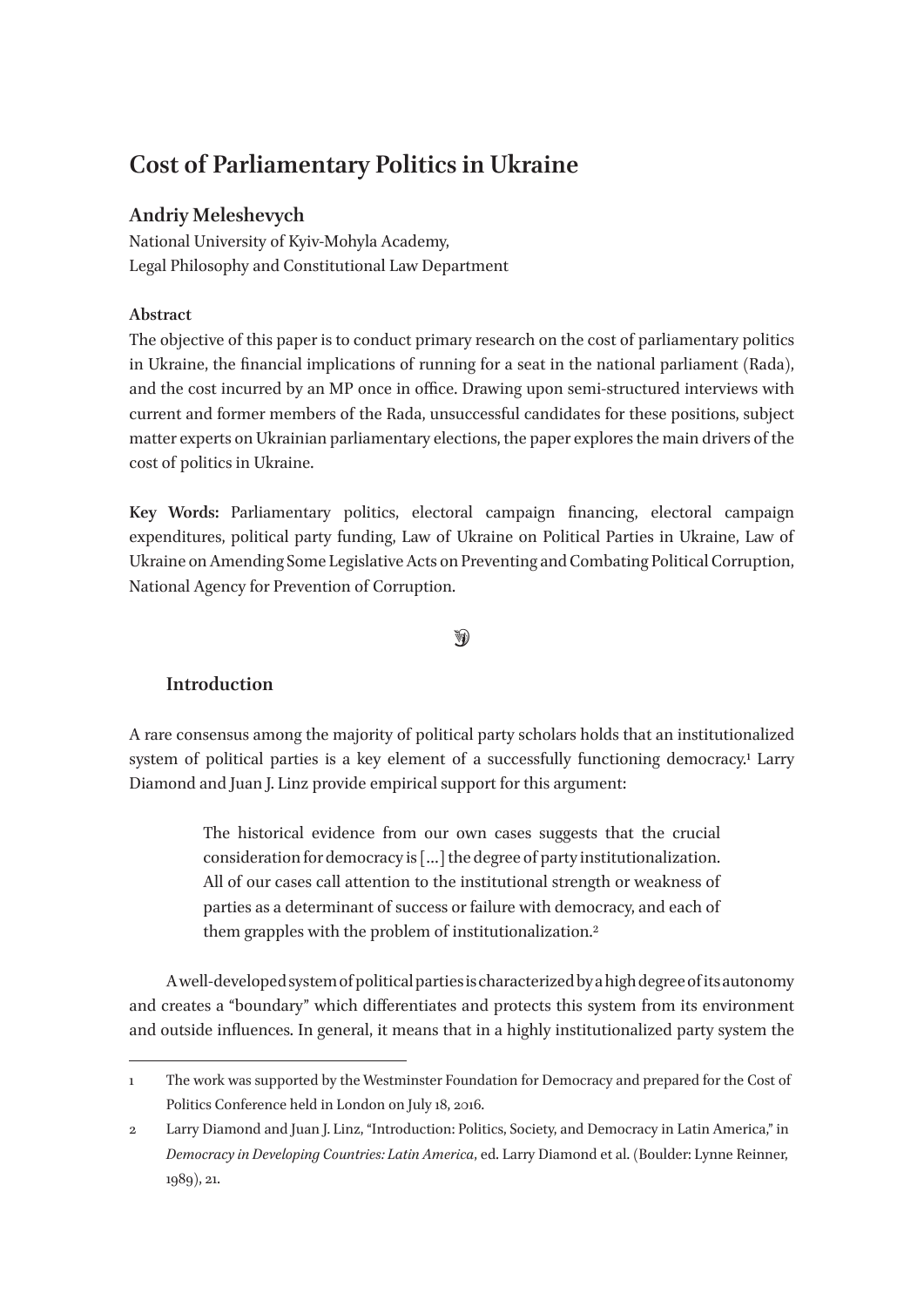# Cost of Parliamentary Politics in Ukraine

## Andriy Meleshevych

National University of Kyiv-Mohyla Academy,
Legal Philosophy and Constitutional Law Department

**Abstract**

The objective of this paper is to conduct primary research on the cost of parliamentary politics in Ukraine, the financial implications of running for a seat in the national parliament (Rada), and the cost incurred by an MP once in office. Drawing upon semi-structured interviews with current and former members of the Rada, unsuccessful candidates for these positions, subject matter experts on Ukrainian parliamentary elections, the paper explores the main drivers of the cost of politics in Ukraine.

**Key Words:** Parliamentary politics, electoral campaign financing, electoral campaign expenditures, political party funding, Law of Ukraine on Political Parties in Ukraine, Law of Ukraine on Amending Some Legislative Acts on Preventing and Combating Political Corruption, National Agency for Prevention of Corruption.

### Introduction

A rare consensus among the majority of political party scholars holds that an institutionalized system of political parties is a key element of a successfully functioning democracy.[1] Larry Diamond and Juan J. Linz provide empirical support for this argument:

> The historical evidence from our own cases suggests that the crucial consideration for democracy is [...] the degree of party institutionalization. All of our cases call attention to the institutional strength or weakness of parties as a determinant of success or failure with democracy, and each of them grapples with the problem of institutionalization.[2]

A well-developed system of political parties is characterized by a high degree of its autonomy and creates a "boundary" which differentiates and protects this system from its environment and outside influences. In general, it means that in a highly institutionalized party system the

---

1 The work was supported by the Westminster Foundation for Democracy and prepared for the Cost of Politics Conference held in London on July 18, 2016.

2 Larry Diamond and Juan J. Linz, "Introduction: Politics, Society, and Democracy in Latin America," in *Democracy in Developing Countries: Latin America*, ed. Larry Diamond et al. (Boulder: Lynne Reinner, 1989), 21.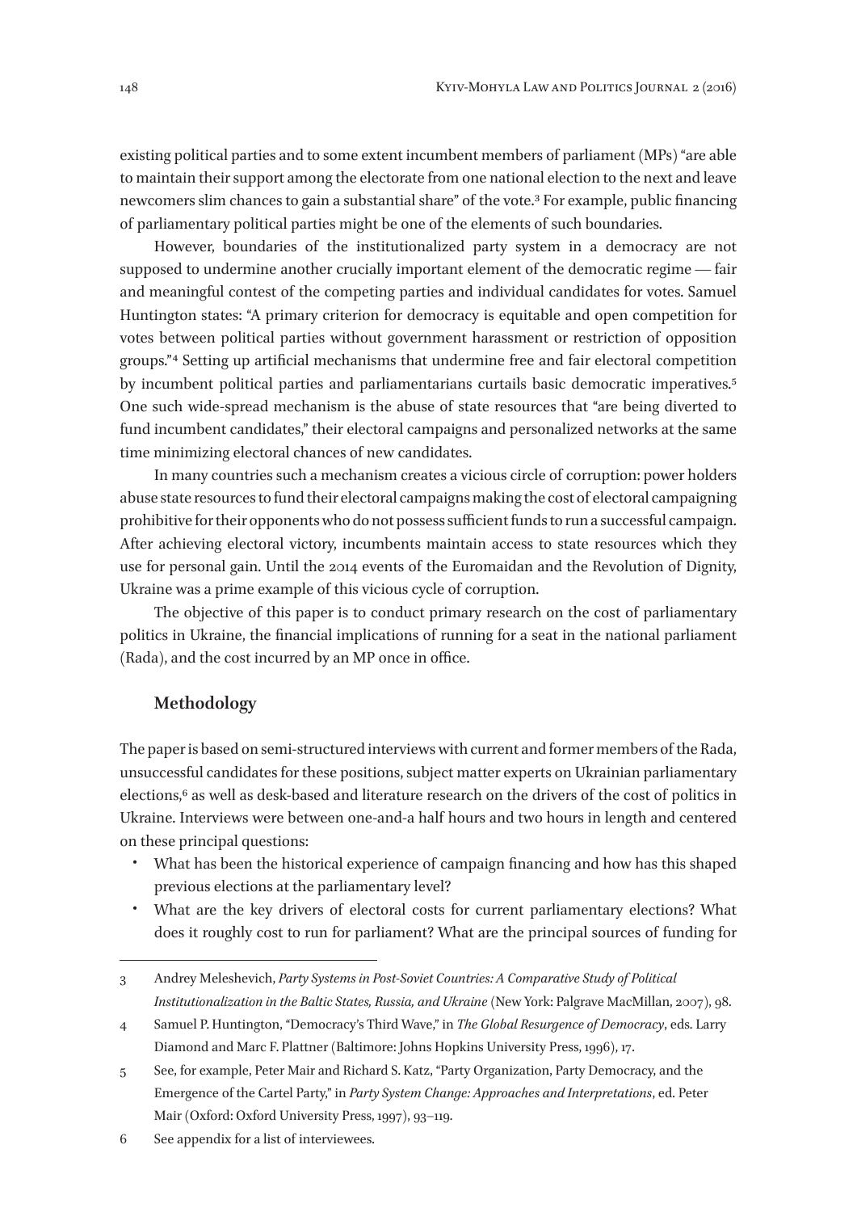existing political parties and to some extent incumbent members of parliament (MPs) "are able to maintain their support among the electorate from one national election to the next and leave newcomers slim chances to gain a substantial share" of the vote.[3] For example, public financing of parliamentary political parties might be one of the elements of such boundaries.

However, boundaries of the institutionalized party system in a democracy are not supposed to undermine another crucially important element of the democratic regime — fair and meaningful contest of the competing parties and individual candidates for votes. Samuel Huntington states: "A primary criterion for democracy is equitable and open competition for votes between political parties without government harassment or restriction of opposition groups."[4] Setting up artificial mechanisms that undermine free and fair electoral competition by incumbent political parties and parliamentarians curtails basic democratic imperatives.[5] One such wide-spread mechanism is the abuse of state resources that "are being diverted to fund incumbent candidates," their electoral campaigns and personalized networks at the same time minimizing electoral chances of new candidates.

In many countries such a mechanism creates a vicious circle of corruption: power holders abuse state resources to fund their electoral campaigns making the cost of electoral campaigning prohibitive for their opponents who do not possess sufficient funds to run a successful campaign. After achieving electoral victory, incumbents maintain access to state resources which they use for personal gain. Until the 2014 events of the Euromaidan and the Revolution of Dignity, Ukraine was a prime example of this vicious cycle of corruption.

The objective of this paper is to conduct primary research on the cost of parliamentary politics in Ukraine, the financial implications of running for a seat in the national parliament (Rada), and the cost incurred by an MP once in office.

## Methodology

The paper is based on semi-structured interviews with current and former members of the Rada, unsuccessful candidates for these positions, subject matter experts on Ukrainian parliamentary elections,[6] as well as desk-based and literature research on the drivers of the cost of politics in Ukraine. Interviews were between one-and-a half hours and two hours in length and centered on these principal questions:

- What has been the historical experience of campaign financing and how has this shaped previous elections at the parliamentary level?
- What are the key drivers of electoral costs for current parliamentary elections? What does it roughly cost to run for parliament? What are the principal sources of funding for

---

3 Andrey Meleshevich, *Party Systems in Post-Soviet Countries: A Comparative Study of Political Institutionalization in the Baltic States, Russia, and Ukraine* (New York: Palgrave MacMillan, 2007), 98.

4 Samuel P. Huntington, "Democracy's Third Wave," in *The Global Resurgence of Democracy*, eds. Larry Diamond and Marc F. Plattner (Baltimore: Johns Hopkins University Press, 1996), 17.

5 See, for example, Peter Mair and Richard S. Katz, "Party Organization, Party Democracy, and the Emergence of the Cartel Party," in *Party System Change: Approaches and Interpretations*, ed. Peter Mair (Oxford: Oxford University Press, 1997), 93–119.

6 See appendix for a list of interviewees.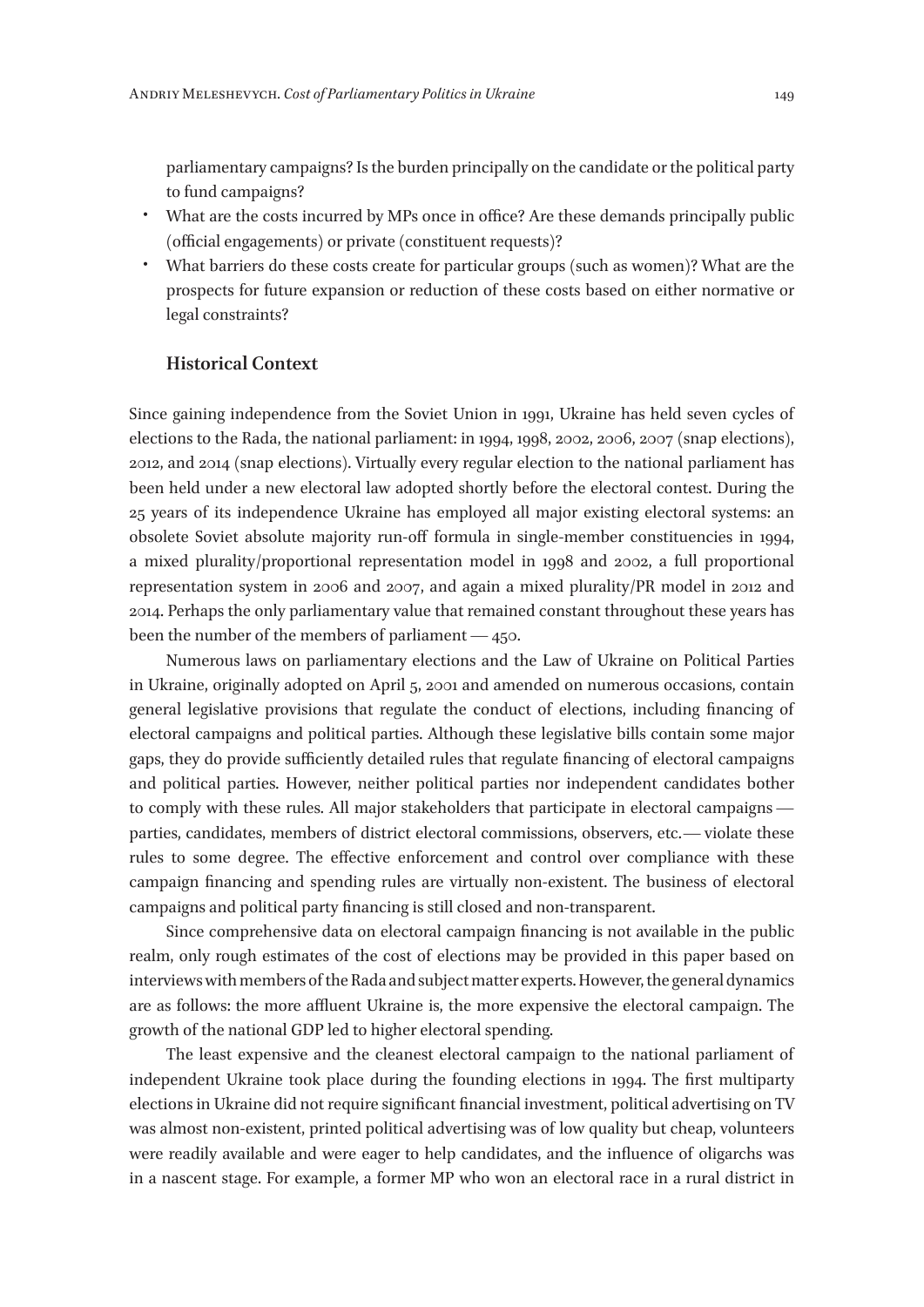parliamentary campaigns? Is the burden principally on the candidate or the political party to fund campaigns?

- What are the costs incurred by MPs once in office? Are these demands principally public (official engagements) or private (constituent requests)?
- What barriers do these costs create for particular groups (such as women)? What are the prospects for future expansion or reduction of these costs based on either normative or legal constraints?

### Historical Context

Since gaining independence from the Soviet Union in 1991, Ukraine has held seven cycles of elections to the Rada, the national parliament: in 1994, 1998, 2002, 2006, 2007 (snap elections), 2012, and 2014 (snap elections). Virtually every regular election to the national parliament has been held under a new electoral law adopted shortly before the electoral contest. During the 25 years of its independence Ukraine has employed all major existing electoral systems: an obsolete Soviet absolute majority run-off formula in single-member constituencies in 1994, a mixed plurality/proportional representation model in 1998 and 2002, a full proportional representation system in 2006 and 2007, and again a mixed plurality/PR model in 2012 and 2014. Perhaps the only parliamentary value that remained constant throughout these years has been the number of the members of parliament — 450.

Numerous laws on parliamentary elections and the Law of Ukraine on Political Parties in Ukraine, originally adopted on April 5, 2001 and amended on numerous occasions, contain general legislative provisions that regulate the conduct of elections, including financing of electoral campaigns and political parties. Although these legislative bills contain some major gaps, they do provide sufficiently detailed rules that regulate financing of electoral campaigns and political parties. However, neither political parties nor independent candidates bother to comply with these rules. All major stakeholders that participate in electoral campaigns — parties, candidates, members of district electoral commissions, observers, etc. — violate these rules to some degree. The effective enforcement and control over compliance with these campaign financing and spending rules are virtually non-existent. The business of electoral campaigns and political party financing is still closed and non-transparent.

Since comprehensive data on electoral campaign financing is not available in the public realm, only rough estimates of the cost of elections may be provided in this paper based on interviews with members of the Rada and subject matter experts. However, the general dynamics are as follows: the more affluent Ukraine is, the more expensive the electoral campaign. The growth of the national GDP led to higher electoral spending.

The least expensive and the cleanest electoral campaign to the national parliament of independent Ukraine took place during the founding elections in 1994. The first multiparty elections in Ukraine did not require significant financial investment, political advertising on TV was almost non-existent, printed political advertising was of low quality but cheap, volunteers were readily available and were eager to help candidates, and the influence of oligarchs was in a nascent stage. For example, a former MP who won an electoral race in a rural district in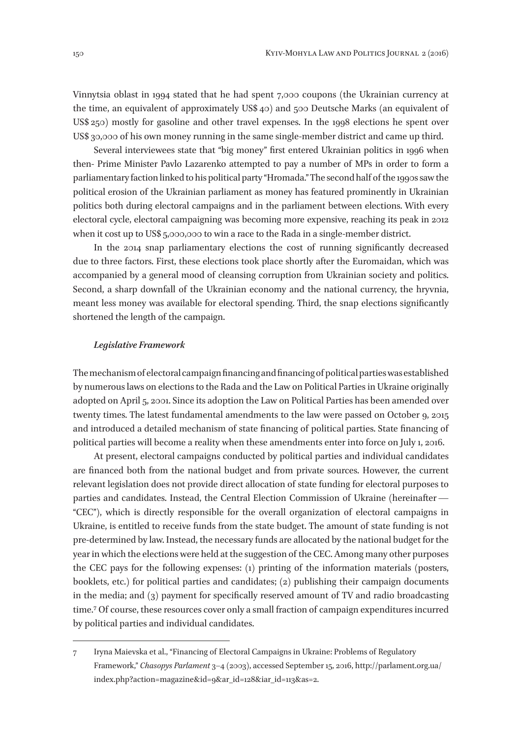Vinnytsia oblast in 1994 stated that he had spent 7,000 coupons (the Ukrainian currency at the time, an equivalent of approximately US$ 40) and 500 Deutsche Marks (an equivalent of US$ 250) mostly for gasoline and other travel expenses. In the 1998 elections he spent over US$ 30,000 of his own money running in the same single-member district and came up third.

Several interviewees state that "big money" first entered Ukrainian politics in 1996 when then- Prime Minister Pavlo Lazarenko attempted to pay a number of MPs in order to form a parliamentary faction linked to his political party "Hromada." The second half of the 1990s saw the political erosion of the Ukrainian parliament as money has featured prominently in Ukrainian politics both during electoral campaigns and in the parliament between elections. With every electoral cycle, electoral campaigning was becoming more expensive, reaching its peak in 2012 when it cost up to US$ 5,000,000 to win a race to the Rada in a single-member district.

In the 2014 snap parliamentary elections the cost of running significantly decreased due to three factors. First, these elections took place shortly after the Euromaidan, which was accompanied by a general mood of cleansing corruption from Ukrainian society and politics. Second, a sharp downfall of the Ukrainian economy and the national currency, the hryvnia, meant less money was available for electoral spending. Third, the snap elections significantly shortened the length of the campaign.

### *Legislative Framework*

The mechanism of electoral campaign financing and financing of political parties was established by numerous laws on elections to the Rada and the Law on Political Parties in Ukraine originally adopted on April 5, 2001. Since its adoption the Law on Political Parties has been amended over twenty times. The latest fundamental amendments to the law were passed on October 9, 2015 and introduced a detailed mechanism of state financing of political parties. State financing of political parties will become a reality when these amendments enter into force on July 1, 2016.

At present, electoral campaigns conducted by political parties and individual candidates are financed both from the national budget and from private sources. However, the current relevant legislation does not provide direct allocation of state funding for electoral purposes to parties and candidates. Instead, the Central Election Commission of Ukraine (hereinafter — "CEC"), which is directly responsible for the overall organization of electoral campaigns in Ukraine, is entitled to receive funds from the state budget. The amount of state funding is not pre-determined by law. Instead, the necessary funds are allocated by the national budget for the year in which the elections were held at the suggestion of the CEC. Among many other purposes the CEC pays for the following expenses: (1) printing of the information materials (posters, booklets, etc.) for political parties and candidates; (2) publishing their campaign documents in the media; and (3) payment for specifically reserved amount of TV and radio broadcasting time.[7] Of course, these resources cover only a small fraction of campaign expenditures incurred by political parties and individual candidates.

---

7 Iryna Maievska et al., "Financing of Electoral Campaigns in Ukraine: Problems of Regulatory Framework," *Chasopys Parlament* 3–4 (2003), accessed September 15, 2016, http://parlament.org.ua/index.php?action=magazine&id=9&ar_id=128&iar_id=113&as=2.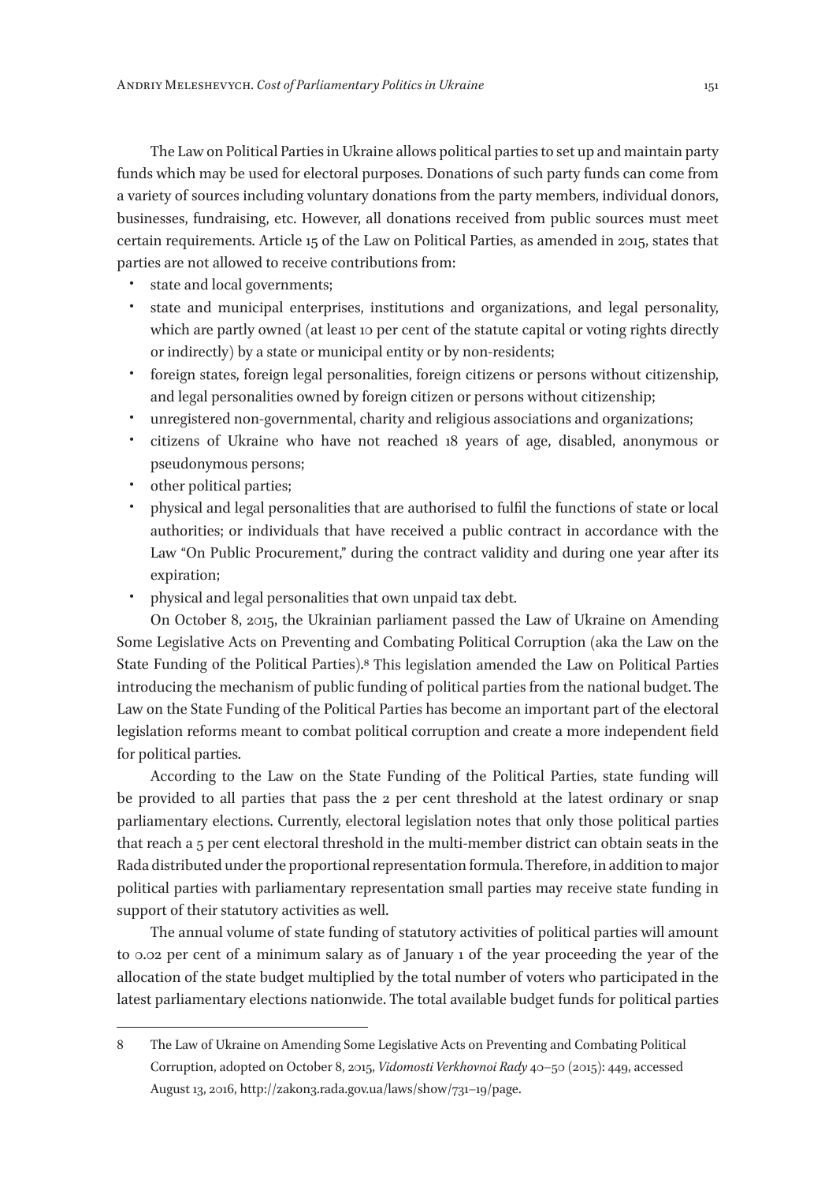The Law on Political Parties in Ukraine allows political parties to set up and maintain party funds which may be used for electoral purposes. Donations of such party funds can come from a variety of sources including voluntary donations from the party members, individual donors, businesses, fundraising, etc. However, all donations received from public sources must meet certain requirements. Article 15 of the Law on Political Parties, as amended in 2015, states that parties are not allowed to receive contributions from:

- state and local governments;
- state and municipal enterprises, institutions and organizations, and legal personality, which are partly owned (at least 10 per cent of the statute capital or voting rights directly or indirectly) by a state or municipal entity or by non-residents;
- foreign states, foreign legal personalities, foreign citizens or persons without citizenship, and legal personalities owned by foreign citizen or persons without citizenship;
- unregistered non-governmental, charity and religious associations and organizations;
- citizens of Ukraine who have not reached 18 years of age, disabled, anonymous or pseudonymous persons;
- other political parties;
- physical and legal personalities that are authorised to fulfil the functions of state or local authorities; or individuals that have received a public contract in accordance with the Law "On Public Procurement," during the contract validity and during one year after its expiration;
- physical and legal personalities that own unpaid tax debt.

On October 8, 2015, the Ukrainian parliament passed the Law of Ukraine on Amending Some Legislative Acts on Preventing and Combating Political Corruption (aka the Law on the State Funding of the Political Parties).[8] This legislation amended the Law on Political Parties introducing the mechanism of public funding of political parties from the national budget. The Law on the State Funding of the Political Parties has become an important part of the electoral legislation reforms meant to combat political corruption and create a more independent field for political parties.

According to the Law on the State Funding of the Political Parties, state funding will be provided to all parties that pass the 2 per cent threshold at the latest ordinary or snap parliamentary elections. Currently, electoral legislation notes that only those political parties that reach a 5 per cent electoral threshold in the multi-member district can obtain seats in the Rada distributed under the proportional representation formula. Therefore, in addition to major political parties with parliamentary representation small parties may receive state funding in support of their statutory activities as well.

The annual volume of state funding of statutory activities of political parties will amount to 0.02 per cent of a minimum salary as of January 1 of the year proceeding the year of the allocation of the state budget multiplied by the total number of voters who participated in the latest parliamentary elections nationwide. The total available budget funds for political parties

---

8 The Law of Ukraine on Amending Some Legislative Acts on Preventing and Combating Political Corruption, adopted on October 8, 2015, *Vidomosti Verkhovnoi Rady* 40–50 (2015): 449, accessed August 13, 2016, http://zakon3.rada.gov.ua/laws/show/731–19/page.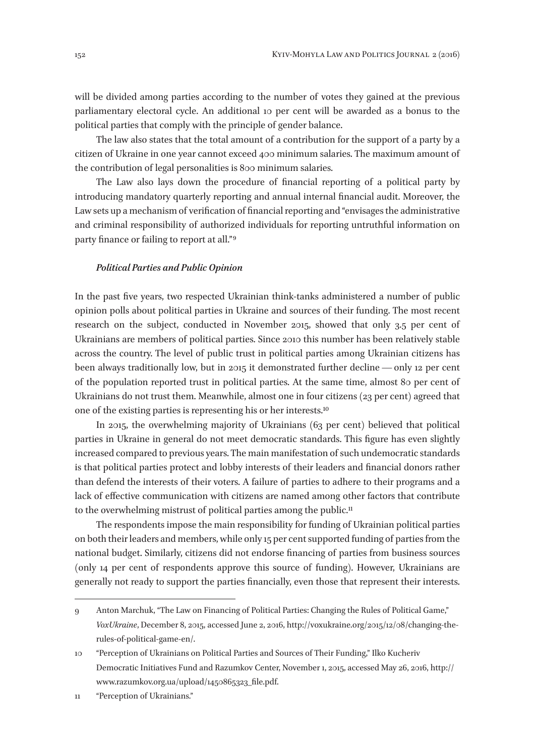will be divided among parties according to the number of votes they gained at the previous parliamentary electoral cycle. An additional 10 per cent will be awarded as a bonus to the political parties that comply with the principle of gender balance.

The law also states that the total amount of a contribution for the support of a party by a citizen of Ukraine in one year cannot exceed 400 minimum salaries. The maximum amount of the contribution of legal personalities is 800 minimum salaries.

The Law also lays down the procedure of financial reporting of a political party by introducing mandatory quarterly reporting and annual internal financial audit. Moreover, the Law sets up a mechanism of verification of financial reporting and "envisages the administrative and criminal responsibility of authorized individuals for reporting untruthful information on party finance or failing to report at all."[9]

### *Political Parties and Public Opinion*

In the past five years, two respected Ukrainian think-tanks administered a number of public opinion polls about political parties in Ukraine and sources of their funding. The most recent research on the subject, conducted in November 2015, showed that only 3.5 per cent of Ukrainians are members of political parties. Since 2010 this number has been relatively stable across the country. The level of public trust in political parties among Ukrainian citizens has been always traditionally low, but in 2015 it demonstrated further decline — only 12 per cent of the population reported trust in political parties. At the same time, almost 80 per cent of Ukrainians do not trust them. Meanwhile, almost one in four citizens (23 per cent) agreed that one of the existing parties is representing his or her interests.[10]

In 2015, the overwhelming majority of Ukrainians (63 per cent) believed that political parties in Ukraine in general do not meet democratic standards. This figure has even slightly increased compared to previous years. The main manifestation of such undemocratic standards is that political parties protect and lobby interests of their leaders and financial donors rather than defend the interests of their voters. A failure of parties to adhere to their programs and a lack of effective communication with citizens are named among other factors that contribute to the overwhelming mistrust of political parties among the public.[11]

The respondents impose the main responsibility for funding of Ukrainian political parties on both their leaders and members, while only 15 per cent supported funding of parties from the national budget. Similarly, citizens did not endorse financing of parties from business sources (only 14 per cent of respondents approve this source of funding). However, Ukrainians are generally not ready to support the parties financially, even those that represent their interests.

---

9 Anton Marchuk, "The Law on Financing of Political Parties: Changing the Rules of Political Game," *VoxUkraine*, December 8, 2015, accessed June 2, 2016, http://voxukraine.org/2015/12/08/changing-the-rules-of-political-game-en/.

10 "Perception of Ukrainians on Political Parties and Sources of Their Funding," Ilko Kucheriv Democratic Initiatives Fund and Razumkov Center, November 1, 2015, accessed May 26, 2016, http://www.razumkov.org.ua/upload/1450865323_file.pdf.

11 "Perception of Ukrainians."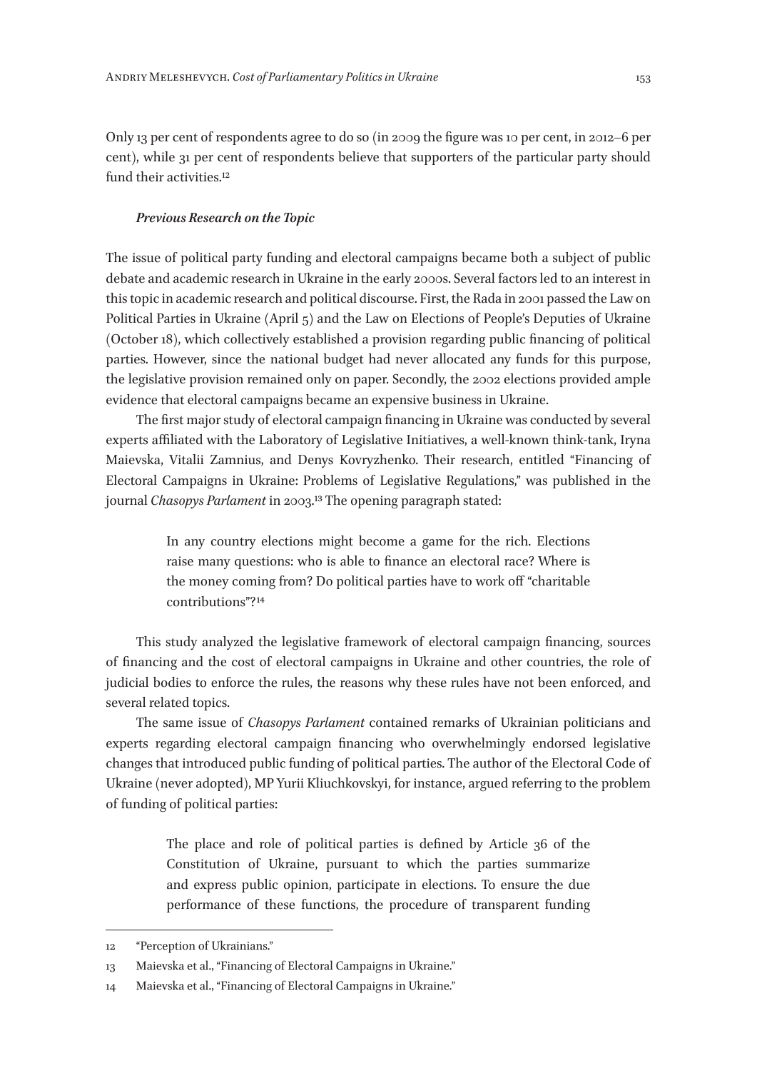Only 13 per cent of respondents agree to do so (in 2009 the figure was 10 per cent, in 2012–6 per cent), while 31 per cent of respondents believe that supporters of the particular party should fund their activities.[12]

### *Previous Research on the Topic*

The issue of political party funding and electoral campaigns became both a subject of public debate and academic research in Ukraine in the early 2000s. Several factors led to an interest in this topic in academic research and political discourse. First, the Rada in 2001 passed the Law on Political Parties in Ukraine (April 5) and the Law on Elections of People's Deputies of Ukraine (October 18), which collectively established a provision regarding public financing of political parties. However, since the national budget had never allocated any funds for this purpose, the legislative provision remained only on paper. Secondly, the 2002 elections provided ample evidence that electoral campaigns became an expensive business in Ukraine.

The first major study of electoral campaign financing in Ukraine was conducted by several experts affiliated with the Laboratory of Legislative Initiatives, a well-known think-tank, Iryna Maievska, Vitalii Zamnius, and Denys Kovryzhenko. Their research, entitled "Financing of Electoral Campaigns in Ukraine: Problems of Legislative Regulations," was published in the journal *Chasopys Parlament* in 2003.[13] The opening paragraph stated:

> In any country elections might become a game for the rich. Elections raise many questions: who is able to finance an electoral race? Where is the money coming from? Do political parties have to work off "charitable contributions"?[14]

This study analyzed the legislative framework of electoral campaign financing, sources of financing and the cost of electoral campaigns in Ukraine and other countries, the role of judicial bodies to enforce the rules, the reasons why these rules have not been enforced, and several related topics.

The same issue of *Chasopys Parlament* contained remarks of Ukrainian politicians and experts regarding electoral campaign financing who overwhelmingly endorsed legislative changes that introduced public funding of political parties. The author of the Electoral Code of Ukraine (never adopted), MP Yurii Kliuchkovskyi, for instance, argued referring to the problem of funding of political parties:

> The place and role of political parties is defined by Article 36 of the Constitution of Ukraine, pursuant to which the parties summarize and express public opinion, participate in elections. To ensure the due performance of these functions, the procedure of transparent funding

---

12 "Perception of Ukrainians."

13 Maievska et al., "Financing of Electoral Campaigns in Ukraine."

14 Maievska et al., "Financing of Electoral Campaigns in Ukraine."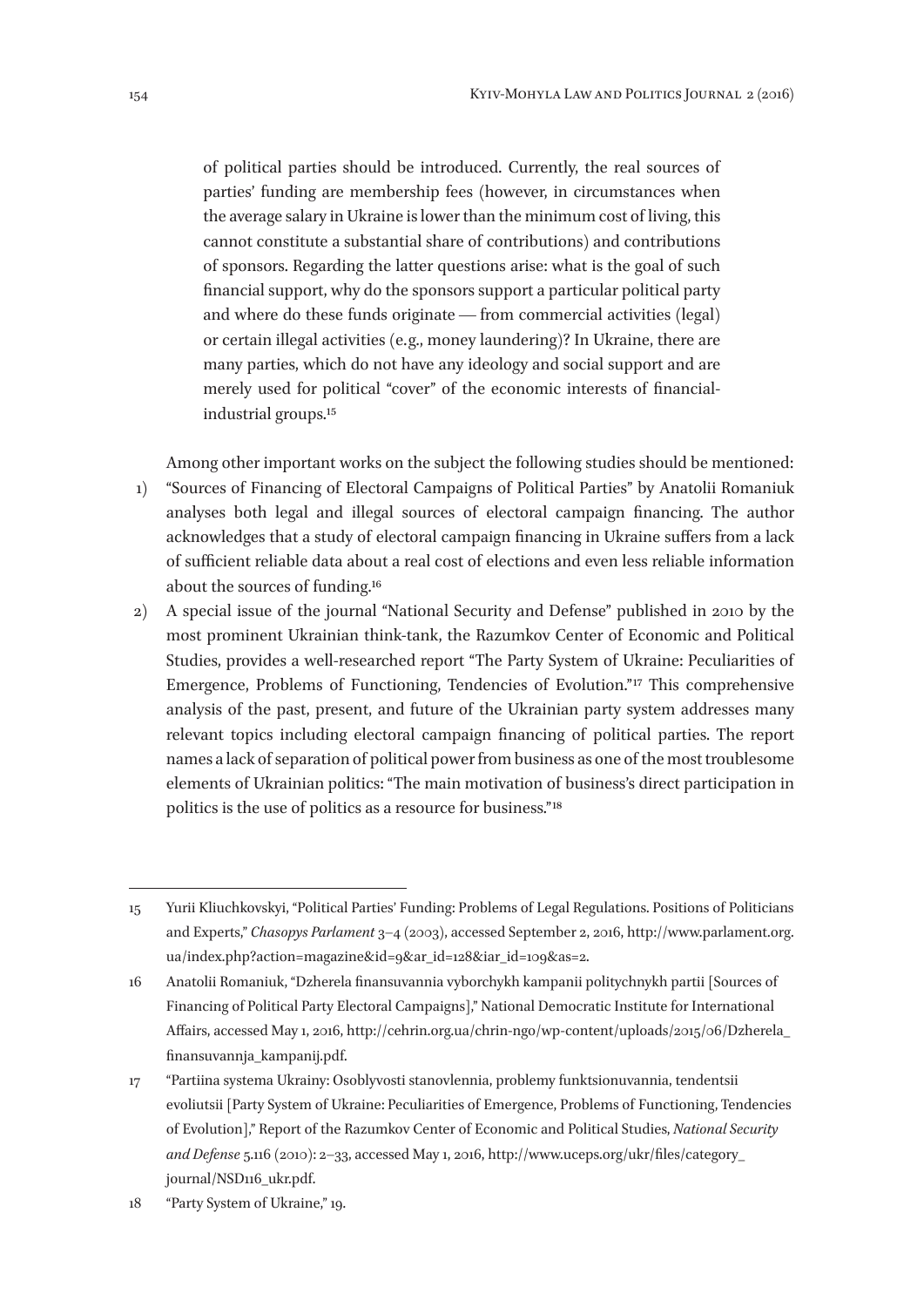> of political parties should be introduced. Currently, the real sources of parties' funding are membership fees (however, in circumstances when the average salary in Ukraine is lower than the minimum cost of living, this cannot constitute a substantial share of contributions) and contributions of sponsors. Regarding the latter questions arise: what is the goal of such financial support, why do the sponsors support a particular political party and where do these funds originate — from commercial activities (legal) or certain illegal activities (e.g., money laundering)? In Ukraine, there are many parties, which do not have any ideology and social support and are merely used for political "cover" of the economic interests of financial-industrial groups.[15]

Among other important works on the subject the following studies should be mentioned:

1) "Sources of Financing of Electoral Campaigns of Political Parties" by Anatolii Romaniuk analyses both legal and illegal sources of electoral campaign financing. The author acknowledges that a study of electoral campaign financing in Ukraine suffers from a lack of sufficient reliable data about a real cost of elections and even less reliable information about the sources of funding.[16]
2) A special issue of the journal "National Security and Defense" published in 2010 by the most prominent Ukrainian think-tank, the Razumkov Center of Economic and Political Studies, provides a well-researched report "The Party System of Ukraine: Peculiarities of Emergence, Problems of Functioning, Tendencies of Evolution."[17] This comprehensive analysis of the past, present, and future of the Ukrainian party system addresses many relevant topics including electoral campaign financing of political parties. The report names a lack of separation of political power from business as one of the most troublesome elements of Ukrainian politics: "The main motivation of business's direct participation in politics is the use of politics as a resource for business."[18]

---

15 Yurii Kliuchkovskyi, "Political Parties' Funding: Problems of Legal Regulations. Positions of Politicians and Experts," *Chasopys Parlament* 3–4 (2003), accessed September 2, 2016, http://www.parlament.org.ua/index.php?action=magazine&id=9&ar_id=128&iar_id=109&as=2.

16 Anatolii Romaniuk, "Dzherela finansuvannia vyborchykh kampanii politychnykh partii [Sources of Financing of Political Party Electoral Campaigns]," National Democratic Institute for International Affairs, accessed May 1, 2016, http://cehrin.org.ua/chrin-ngo/wp-content/uploads/2015/06/Dzherela_finansuvannja_kampanij.pdf.

17 "Partiina systema Ukrainy: Osoblyvosti stanovlennia, problemy funktsionuvannia, tendentsii evoliutsii [Party System of Ukraine: Peculiarities of Emergence, Problems of Functioning, Tendencies of Evolution]," Report of the Razumkov Center of Economic and Political Studies, *National Security and Defense* 5.116 (2010): 2–33, accessed May 1, 2016, http://www.uceps.org/ukr/files/category_journal/NSD116_ukr.pdf.

18 "Party System of Ukraine," 19.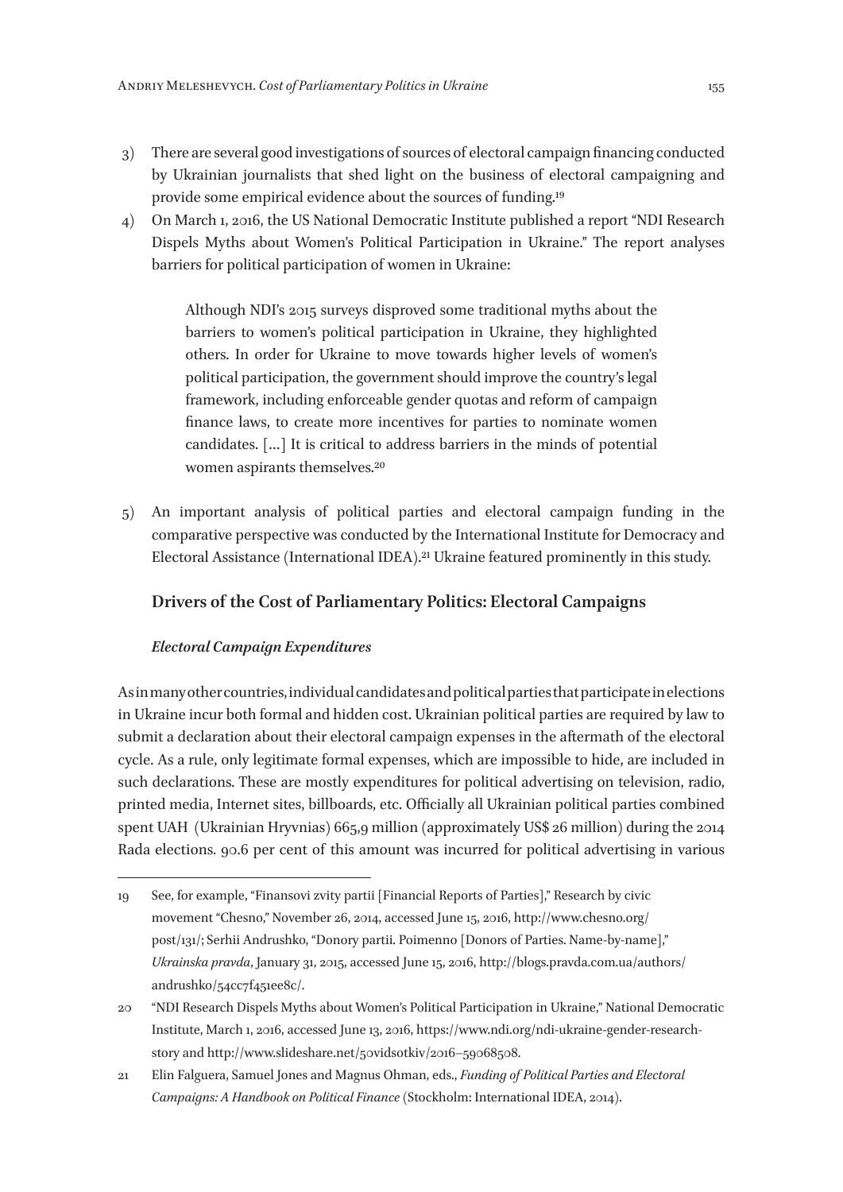3) There are several good investigations of sources of electoral campaign financing conducted by Ukrainian journalists that shed light on the business of electoral campaigning and provide some empirical evidence about the sources of funding.[19]

4) On March 1, 2016, the US National Democratic Institute published a report "NDI Research Dispels Myths about Women's Political Participation in Ukraine." The report analyses barriers for political participation of women in Ukraine:

> Although NDI's 2015 surveys disproved some traditional myths about the barriers to women's political participation in Ukraine, they highlighted others. In order for Ukraine to move towards higher levels of women's political participation, the government should improve the country's legal framework, including enforceable gender quotas and reform of campaign finance laws, to create more incentives for parties to nominate women candidates. […] It is critical to address barriers in the minds of potential women aspirants themselves.[20]

5) An important analysis of political parties and electoral campaign funding in the comparative perspective was conducted by the International Institute for Democracy and Electoral Assistance (International IDEA).[21] Ukraine featured prominently in this study.

## Drivers of the Cost of Parliamentary Politics: Electoral Campaigns

### *Electoral Campaign Expenditures*

As in many other countries, individual candidates and political parties that participate in elections in Ukraine incur both formal and hidden cost. Ukrainian political parties are required by law to submit a declaration about their electoral campaign expenses in the aftermath of the electoral cycle. As a rule, only legitimate formal expenses, which are impossible to hide, are included in such declarations. These are mostly expenditures for political advertising on television, radio, printed media, Internet sites, billboards, etc. Officially all Ukrainian political parties combined spent UAH (Ukrainian Hryvnias) 665,9 million (approximately US$ 26 million) during the 2014 Rada elections. 90.6 per cent of this amount was incurred for political advertising in various

---

19 See, for example, "Finansovi zvity partii [Financial Reports of Parties]," Research by civic movement "Chesno," November 26, 2014, accessed June 15, 2016, http://www.chesno.org/post/131/; Serhii Andrushko, "Donory partii. Poimenno [Donors of Parties. Name-by-name]," *Ukrainska pravda*, January 31, 2015, accessed June 15, 2016, http://blogs.pravda.com.ua/authors/andrushko/54cc7f451ee8c/.

20 "NDI Research Dispels Myths about Women's Political Participation in Ukraine," National Democratic Institute, March 1, 2016, accessed June 13, 2016, https://www.ndi.org/ndi-ukraine-gender-research-story and http://www.slideshare.net/50vidsotkiv/2016–59068508.

21 Elin Falguera, Samuel Jones and Magnus Ohman, eds., *Funding of Political Parties and Electoral Campaigns: A Handbook on Political Finance* (Stockholm: International IDEA, 2014).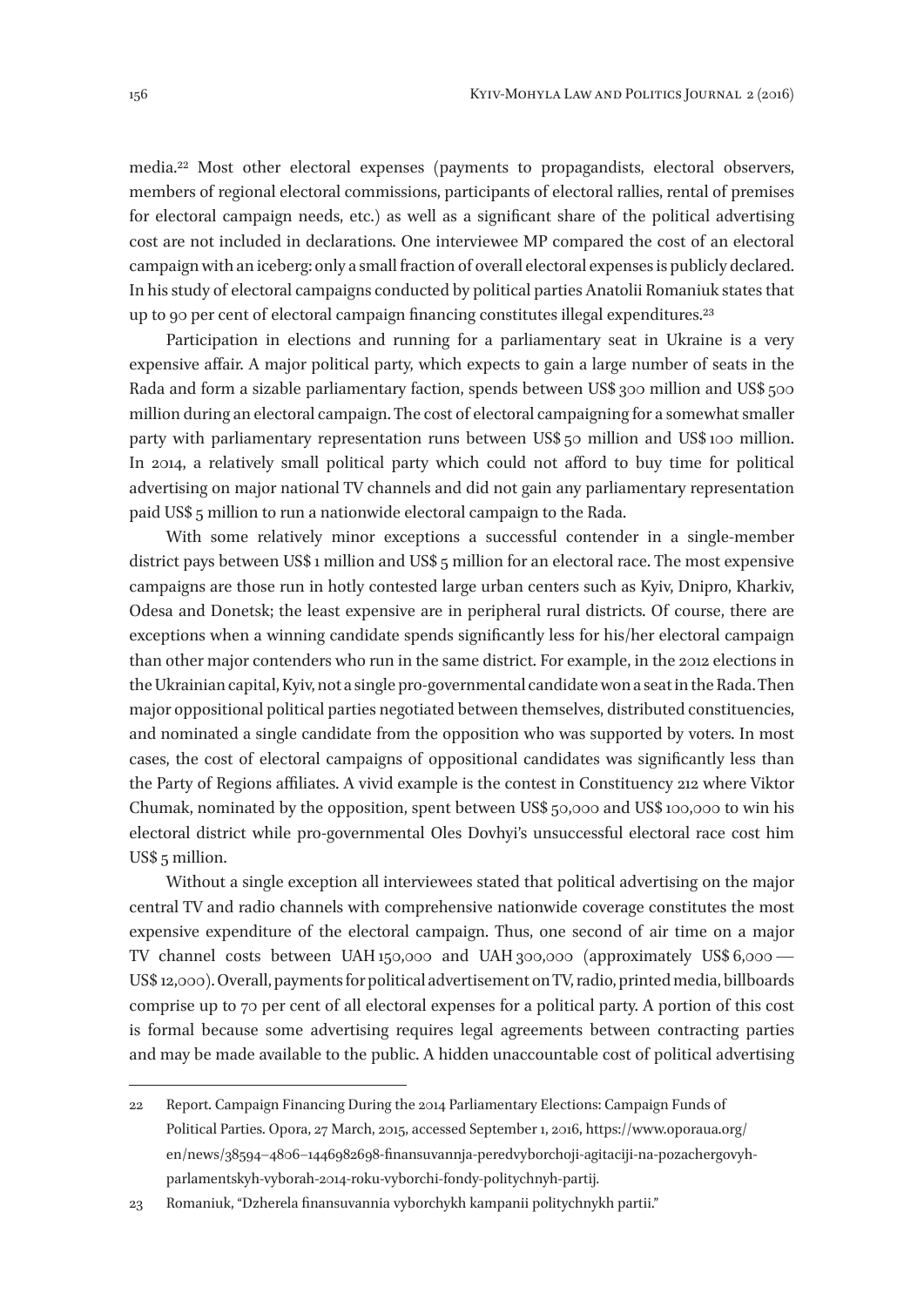media.[22] Most other electoral expenses (payments to propagandists, electoral observers, members of regional electoral commissions, participants of electoral rallies, rental of premises for electoral campaign needs, etc.) as well as a significant share of the political advertising cost are not included in declarations. One interviewee MP compared the cost of an electoral campaign with an iceberg: only a small fraction of overall electoral expenses is publicly declared. In his study of electoral campaigns conducted by political parties Anatolii Romaniuk states that up to 90 per cent of electoral campaign financing constitutes illegal expenditures.[23]

Participation in elections and running for a parliamentary seat in Ukraine is a very expensive affair. A major political party, which expects to gain a large number of seats in the Rada and form a sizable parliamentary faction, spends between US$ 300 million and US$ 500 million during an electoral campaign. The cost of electoral campaigning for a somewhat smaller party with parliamentary representation runs between US$ 50 million and US$ 100 million. In 2014, a relatively small political party which could not afford to buy time for political advertising on major national TV channels and did not gain any parliamentary representation paid US$ 5 million to run a nationwide electoral campaign to the Rada.

With some relatively minor exceptions a successful contender in a single-member district pays between US$ 1 million and US$ 5 million for an electoral race. The most expensive campaigns are those run in hotly contested large urban centers such as Kyiv, Dnipro, Kharkiv, Odesa and Donetsk; the least expensive are in peripheral rural districts. Of course, there are exceptions when a winning candidate spends significantly less for his/her electoral campaign than other major contenders who run in the same district. For example, in the 2012 elections in the Ukrainian capital, Kyiv, not a single pro-governmental candidate won a seat in the Rada. Then major oppositional political parties negotiated between themselves, distributed constituencies, and nominated a single candidate from the opposition who was supported by voters. In most cases, the cost of electoral campaigns of oppositional candidates was significantly less than the Party of Regions affiliates. A vivid example is the contest in Constituency 212 where Viktor Chumak, nominated by the opposition, spent between US$ 50,000 and US$ 100,000 to win his electoral district while pro-governmental Oles Dovhyi's unsuccessful electoral race cost him US$ 5 million.

Without a single exception all interviewees stated that political advertising on the major central TV and radio channels with comprehensive nationwide coverage constitutes the most expensive expenditure of the electoral campaign. Thus, one second of air time on a major TV channel costs between UAH 150,000 and UAH 300,000 (approximately US$ 6,000 — US$ 12,000). Overall, payments for political advertisement on TV, radio, printed media, billboards comprise up to 70 per cent of all electoral expenses for a political party. A portion of this cost is formal because some advertising requires legal agreements between contracting parties and may be made available to the public. A hidden unaccountable cost of political advertising

---

22 Report. Campaign Financing During the 2014 Parliamentary Elections: Campaign Funds of Political Parties. Opora, 27 March, 2015, accessed September 1, 2016, https://www.oporaua.org/en/news/38594–4806–1446982698-finansuvannja-peredvyborchoji-agitaciji-na-pozachergovyh-parlamentskyh-vyborah-2014-roku-vyborchi-fondy-politychnyh-partij.

23 Romaniuk, "Dzherela finansuvannia vyborchykh kampanii politychnykh partii."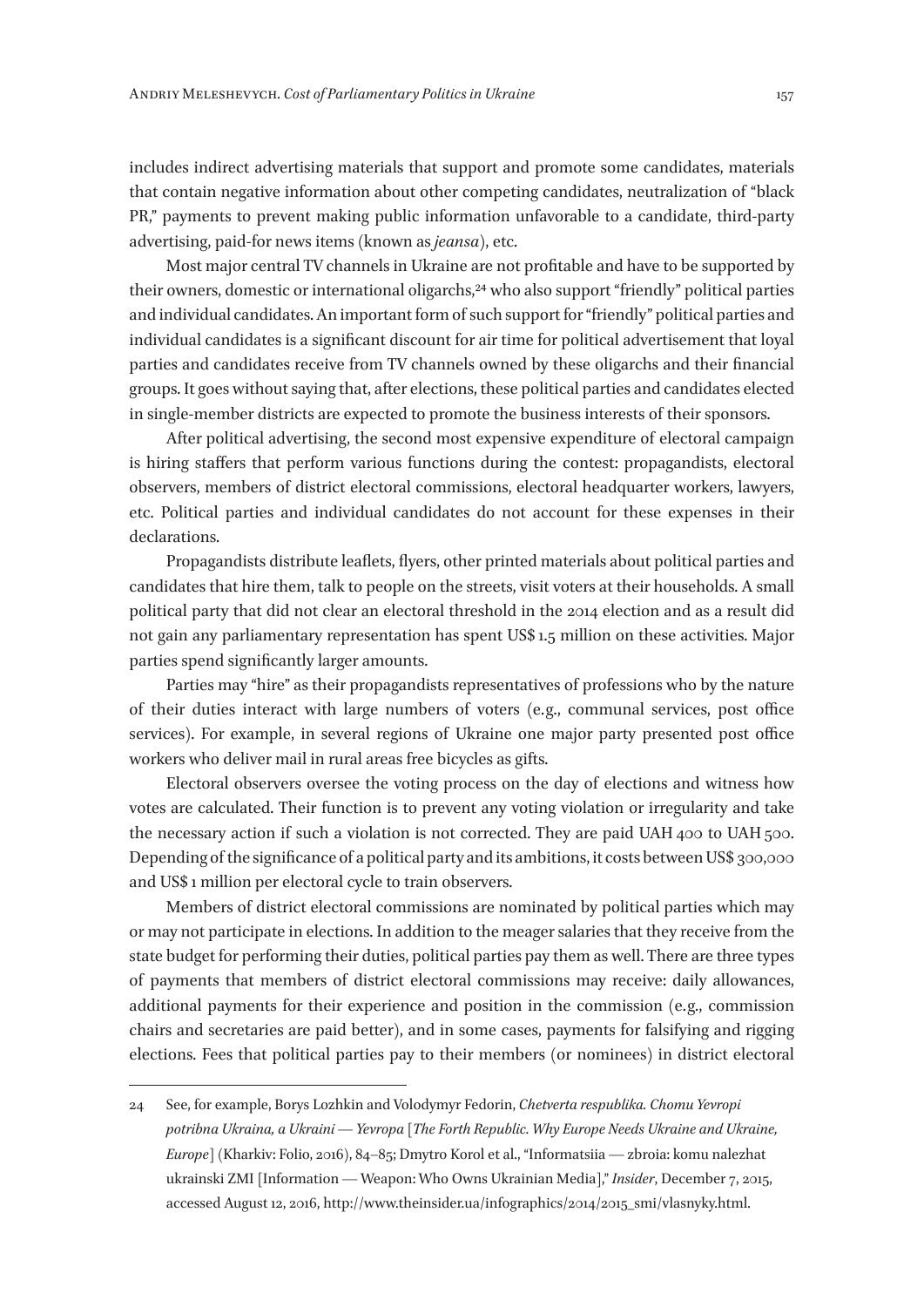includes indirect advertising materials that support and promote some candidates, materials that contain negative information about other competing candidates, neutralization of "black PR," payments to prevent making public information unfavorable to a candidate, third-party advertising, paid-for news items (known as *jeansa*), etc.

Most major central TV channels in Ukraine are not profitable and have to be supported by their owners, domestic or international oligarchs,[24] who also support "friendly" political parties and individual candidates. An important form of such support for "friendly" political parties and individual candidates is a significant discount for air time for political advertisement that loyal parties and candidates receive from TV channels owned by these oligarchs and their financial groups. It goes without saying that, after elections, these political parties and candidates elected in single-member districts are expected to promote the business interests of their sponsors.

After political advertising, the second most expensive expenditure of electoral campaign is hiring staffers that perform various functions during the contest: propagandists, electoral observers, members of district electoral commissions, electoral headquarter workers, lawyers, etc. Political parties and individual candidates do not account for these expenses in their declarations.

Propagandists distribute leaflets, flyers, other printed materials about political parties and candidates that hire them, talk to people on the streets, visit voters at their households. A small political party that did not clear an electoral threshold in the 2014 election and as a result did not gain any parliamentary representation has spent US$ 1.5 million on these activities. Major parties spend significantly larger amounts.

Parties may "hire" as their propagandists representatives of professions who by the nature of their duties interact with large numbers of voters (e.g., communal services, post office services). For example, in several regions of Ukraine one major party presented post office workers who deliver mail in rural areas free bicycles as gifts.

Electoral observers oversee the voting process on the day of elections and witness how votes are calculated. Their function is to prevent any voting violation or irregularity and take the necessary action if such a violation is not corrected. They are paid UAH 400 to UAH 500. Depending of the significance of a political party and its ambitions, it costs between US$ 300,000 and US$ 1 million per electoral cycle to train observers.

Members of district electoral commissions are nominated by political parties which may or may not participate in elections. In addition to the meager salaries that they receive from the state budget for performing their duties, political parties pay them as well. There are three types of payments that members of district electoral commissions may receive: daily allowances, additional payments for their experience and position in the commission (e.g., commission chairs and secretaries are paid better), and in some cases, payments for falsifying and rigging elections. Fees that political parties pay to their members (or nominees) in district electoral

---

24 See, for example, Borys Lozhkin and Volodymyr Fedorin, *Chetverta respublika. Chomu Yevropi potribna Ukraina, a Ukraini — Yevropa* [*The Forth Republic. Why Europe Needs Ukraine and Ukraine, Europe*] (Kharkiv: Folio, 2016), 84–85; Dmytro Korol et al., "Informatsiia — zbroia: komu nalezhat ukrainski ZMI [Information — Weapon: Who Owns Ukrainian Media]," *Insider*, December 7, 2015, accessed August 12, 2016, http://www.theinsider.ua/infographics/2014/2015_smi/vlasnyky.html.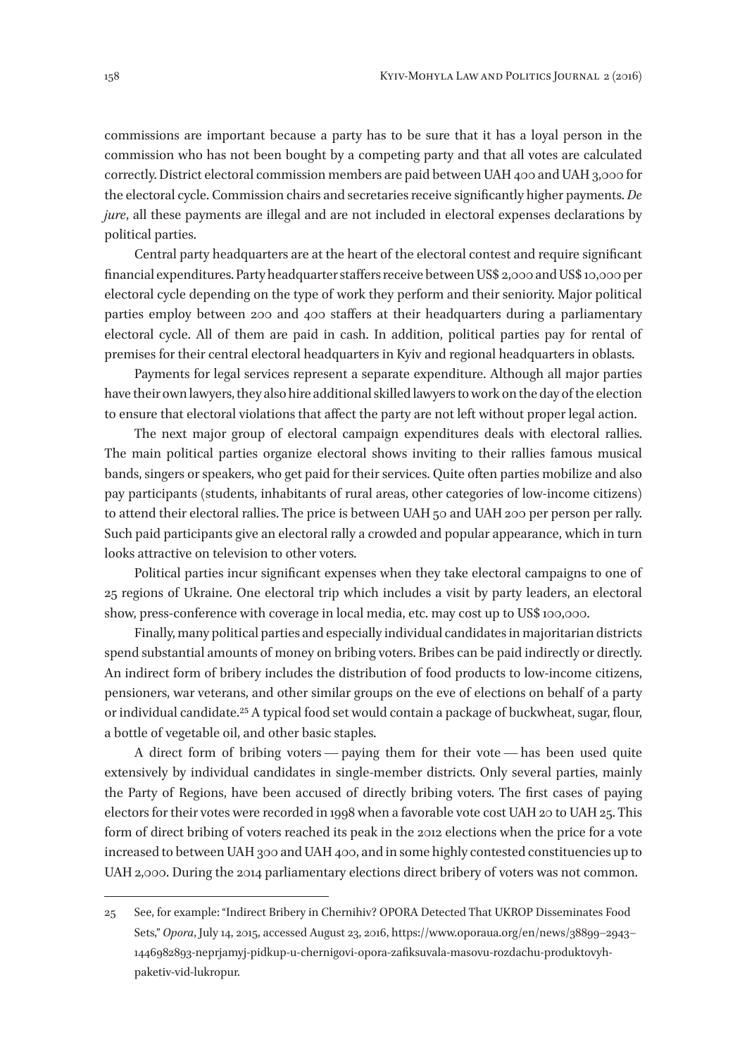commissions are important because a party has to be sure that it has a loyal person in the commission who has not been bought by a competing party and that all votes are calculated correctly. District electoral commission members are paid between UAH 400 and UAH 3,000 for the electoral cycle. Commission chairs and secretaries receive significantly higher payments. *De jure*, all these payments are illegal and are not included in electoral expenses declarations by political parties.

Central party headquarters are at the heart of the electoral contest and require significant financial expenditures. Party headquarter staffers receive between US$ 2,000 and US$ 10,000 per electoral cycle depending on the type of work they perform and their seniority. Major political parties employ between 200 and 400 staffers at their headquarters during a parliamentary electoral cycle. All of them are paid in cash. In addition, political parties pay for rental of premises for their central electoral headquarters in Kyiv and regional headquarters in oblasts.

Payments for legal services represent a separate expenditure. Although all major parties have their own lawyers, they also hire additional skilled lawyers to work on the day of the election to ensure that electoral violations that affect the party are not left without proper legal action.

The next major group of electoral campaign expenditures deals with electoral rallies. The main political parties organize electoral shows inviting to their rallies famous musical bands, singers or speakers, who get paid for their services. Quite often parties mobilize and also pay participants (students, inhabitants of rural areas, other categories of low-income citizens) to attend their electoral rallies. The price is between UAH 50 and UAH 200 per person per rally. Such paid participants give an electoral rally a crowded and popular appearance, which in turn looks attractive on television to other voters.

Political parties incur significant expenses when they take electoral campaigns to one of 25 regions of Ukraine. One electoral trip which includes a visit by party leaders, an electoral show, press-conference with coverage in local media, etc. may cost up to US$ 100,000.

Finally, many political parties and especially individual candidates in majoritarian districts spend substantial amounts of money on bribing voters. Bribes can be paid indirectly or directly. An indirect form of bribery includes the distribution of food products to low-income citizens, pensioners, war veterans, and other similar groups on the eve of elections on behalf of a party or individual candidate.[25] A typical food set would contain a package of buckwheat, sugar, flour, a bottle of vegetable oil, and other basic staples.

A direct form of bribing voters — paying them for their vote — has been used quite extensively by individual candidates in single-member districts. Only several parties, mainly the Party of Regions, have been accused of directly bribing voters. The first cases of paying electors for their votes were recorded in 1998 when a favorable vote cost UAH 20 to UAH 25. This form of direct bribing of voters reached its peak in the 2012 elections when the price for a vote increased to between UAH 300 and UAH 400, and in some highly contested constituencies up to UAH 2,000. During the 2014 parliamentary elections direct bribery of voters was not common.

---

25 See, for example: "Indirect Bribery in Chernihiv? OPORA Detected That UKROP Disseminates Food Sets," *Opora*, July 14, 2015, accessed August 23, 2016, https://www.oporaua.org/en/news/38899–2943–1446982893-neprjamyj-pidkup-u-chernigovi-opora-zafiksuvala-masovu-rozdachu-produktovyh-paketiv-vid-lukropur.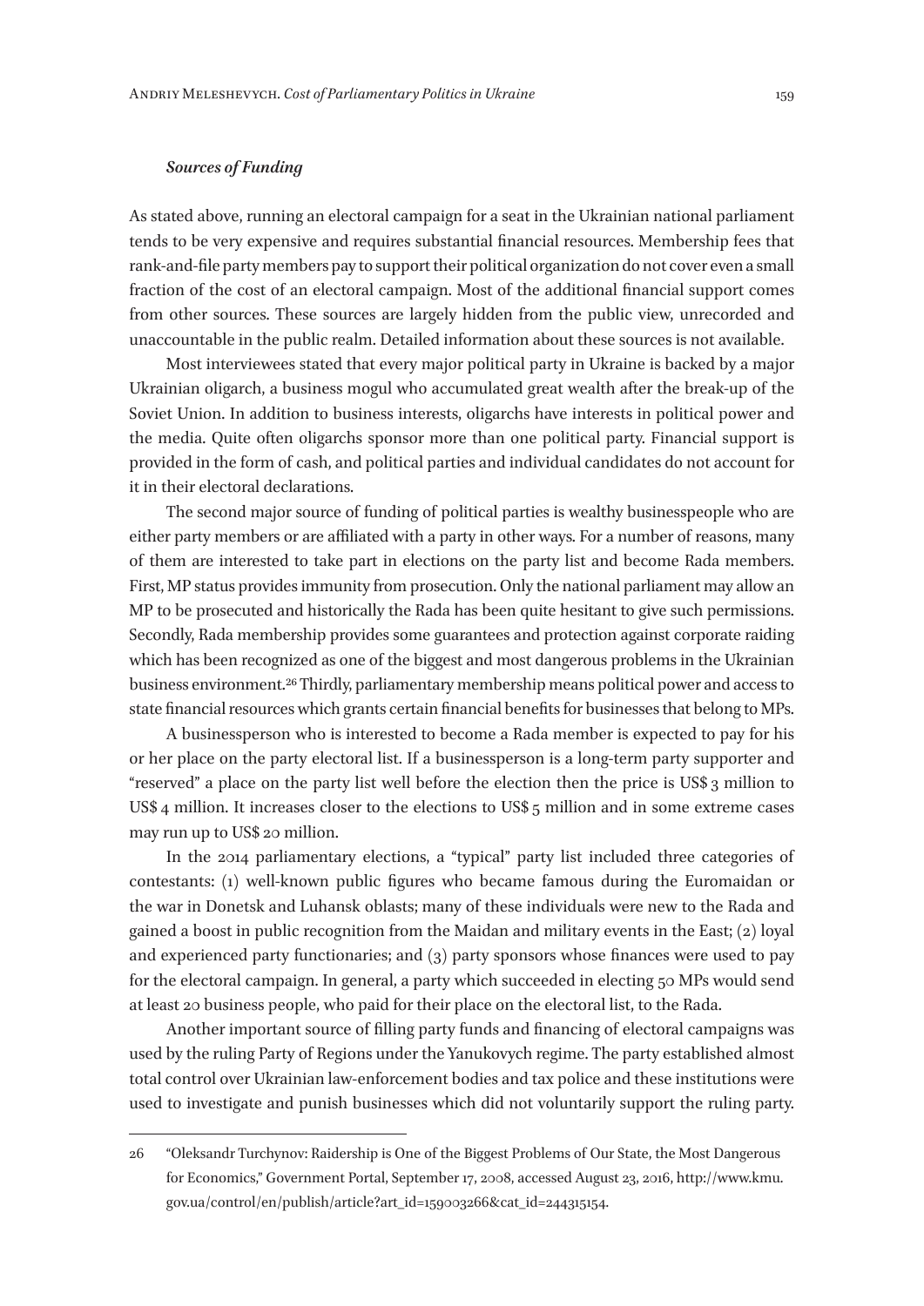### *Sources of Funding*

As stated above, running an electoral campaign for a seat in the Ukrainian national parliament tends to be very expensive and requires substantial financial resources. Membership fees that rank-and-file party members pay to support their political organization do not cover even a small fraction of the cost of an electoral campaign. Most of the additional financial support comes from other sources. These sources are largely hidden from the public view, unrecorded and unaccountable in the public realm. Detailed information about these sources is not available.

Most interviewees stated that every major political party in Ukraine is backed by a major Ukrainian oligarch, a business mogul who accumulated great wealth after the break-up of the Soviet Union. In addition to business interests, oligarchs have interests in political power and the media. Quite often oligarchs sponsor more than one political party. Financial support is provided in the form of cash, and political parties and individual candidates do not account for it in their electoral declarations.

The second major source of funding of political parties is wealthy businesspeople who are either party members or are affiliated with a party in other ways. For a number of reasons, many of them are interested to take part in elections on the party list and become Rada members. First, MP status provides immunity from prosecution. Only the national parliament may allow an MP to be prosecuted and historically the Rada has been quite hesitant to give such permissions. Secondly, Rada membership provides some guarantees and protection against corporate raiding which has been recognized as one of the biggest and most dangerous problems in the Ukrainian business environment.[26] Thirdly, parliamentary membership means political power and access to state financial resources which grants certain financial benefits for businesses that belong to MPs.

A businessperson who is interested to become a Rada member is expected to pay for his or her place on the party electoral list. If a businessperson is a long-term party supporter and "reserved" a place on the party list well before the election then the price is US$ 3 million to US$ 4 million. It increases closer to the elections to US$ 5 million and in some extreme cases may run up to US$ 20 million.

In the 2014 parliamentary elections, a "typical" party list included three categories of contestants: (1) well-known public figures who became famous during the Euromaidan or the war in Donetsk and Luhansk oblasts; many of these individuals were new to the Rada and gained a boost in public recognition from the Maidan and military events in the East; (2) loyal and experienced party functionaries; and (3) party sponsors whose finances were used to pay for the electoral campaign. In general, a party which succeeded in electing 50 MPs would send at least 20 business people, who paid for their place on the electoral list, to the Rada.

Another important source of filling party funds and financing of electoral campaigns was used by the ruling Party of Regions under the Yanukovych regime. The party established almost total control over Ukrainian law-enforcement bodies and tax police and these institutions were used to investigate and punish businesses which did not voluntarily support the ruling party.

---

26 "Oleksandr Turchynov: Raidership is One of the Biggest Problems of Our State, the Most Dangerous for Economics," Government Portal, September 17, 2008, accessed August 23, 2016, http://www.kmu.gov.ua/control/en/publish/article?art_id=159003266&cat_id=244315154.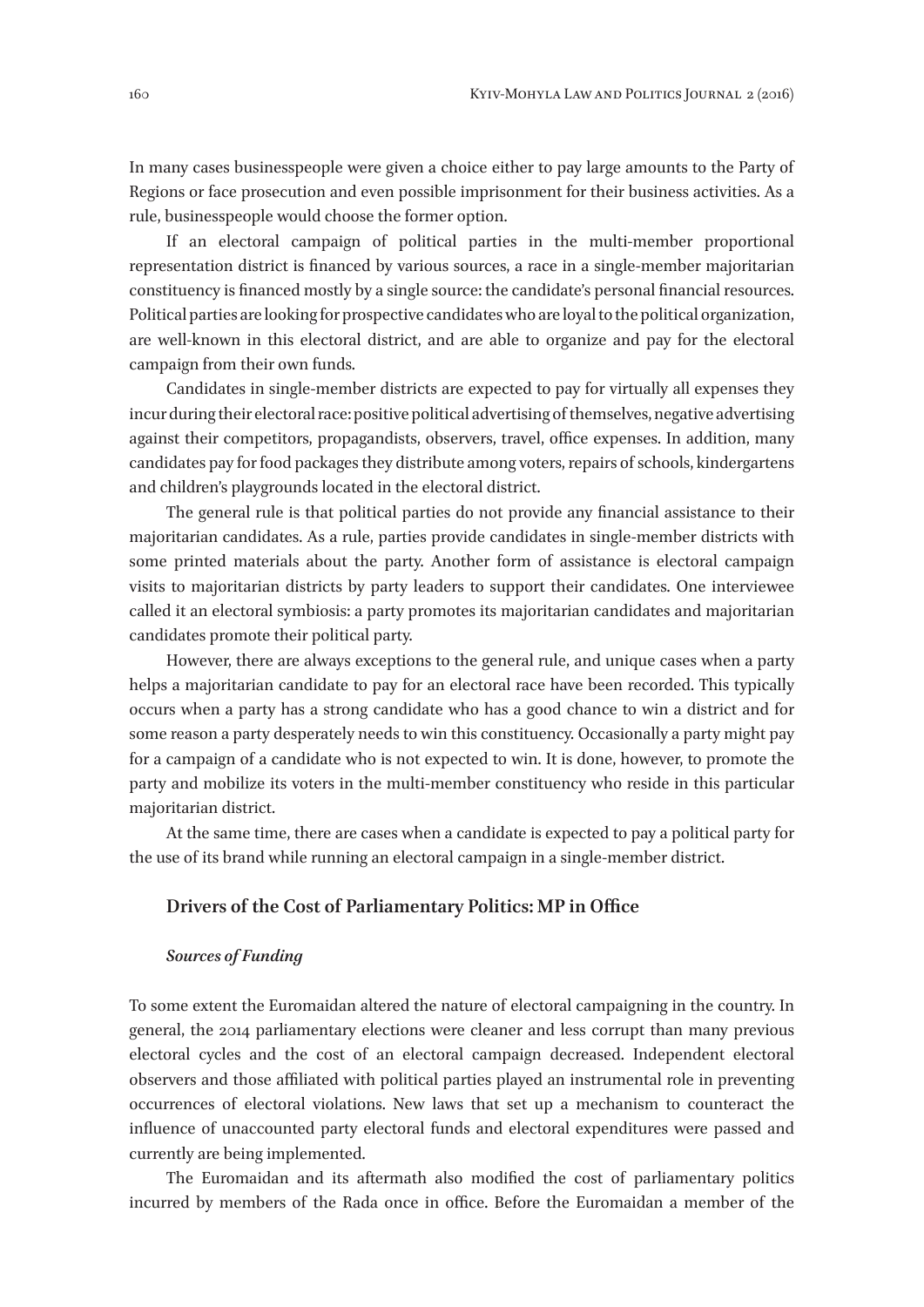In many cases businesspeople were given a choice either to pay large amounts to the Party of Regions or face prosecution and even possible imprisonment for their business activities. As a rule, businesspeople would choose the former option.

If an electoral campaign of political parties in the multi-member proportional representation district is financed by various sources, a race in a single-member majoritarian constituency is financed mostly by a single source: the candidate's personal financial resources. Political parties are looking for prospective candidates who are loyal to the political organization, are well-known in this electoral district, and are able to organize and pay for the electoral campaign from their own funds.

Candidates in single-member districts are expected to pay for virtually all expenses they incur during their electoral race: positive political advertising of themselves, negative advertising against their competitors, propagandists, observers, travel, office expenses. In addition, many candidates pay for food packages they distribute among voters, repairs of schools, kindergartens and children's playgrounds located in the electoral district.

The general rule is that political parties do not provide any financial assistance to their majoritarian candidates. As a rule, parties provide candidates in single-member districts with some printed materials about the party. Another form of assistance is electoral campaign visits to majoritarian districts by party leaders to support their candidates. One interviewee called it an electoral symbiosis: a party promotes its majoritarian candidates and majoritarian candidates promote their political party.

However, there are always exceptions to the general rule, and unique cases when a party helps a majoritarian candidate to pay for an electoral race have been recorded. This typically occurs when a party has a strong candidate who has a good chance to win a district and for some reason a party desperately needs to win this constituency. Occasionally a party might pay for a campaign of a candidate who is not expected to win. It is done, however, to promote the party and mobilize its voters in the multi-member constituency who reside in this particular majoritarian district.

At the same time, there are cases when a candidate is expected to pay a political party for the use of its brand while running an electoral campaign in a single-member district.

## Drivers of the Cost of Parliamentary Politics: MP in Office

### *Sources of Funding*

To some extent the Euromaidan altered the nature of electoral campaigning in the country. In general, the 2014 parliamentary elections were cleaner and less corrupt than many previous electoral cycles and the cost of an electoral campaign decreased. Independent electoral observers and those affiliated with political parties played an instrumental role in preventing occurrences of electoral violations. New laws that set up a mechanism to counteract the influence of unaccounted party electoral funds and electoral expenditures were passed and currently are being implemented.

The Euromaidan and its aftermath also modified the cost of parliamentary politics incurred by members of the Rada once in office. Before the Euromaidan a member of the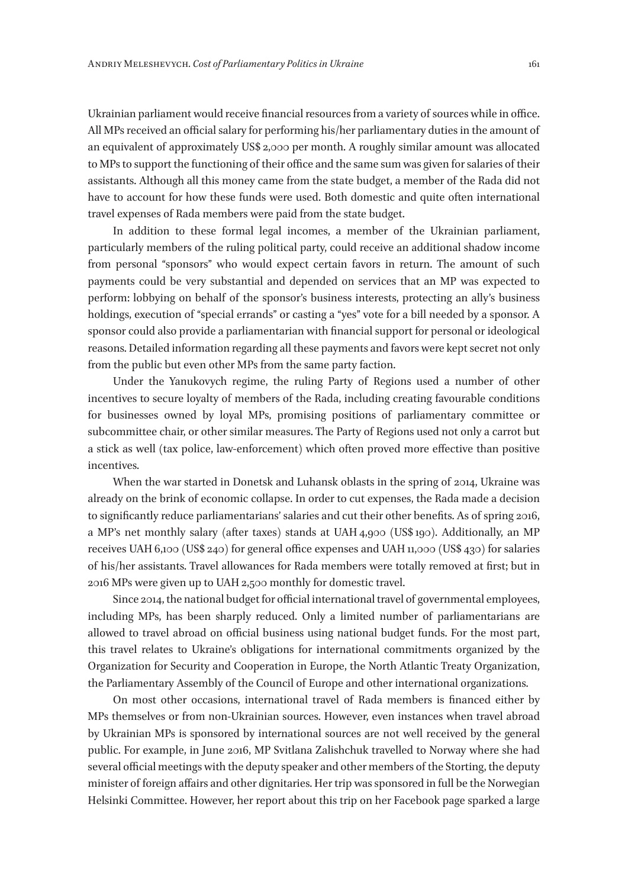Ukrainian parliament would receive financial resources from a variety of sources while in office. All MPs received an official salary for performing his/her parliamentary duties in the amount of an equivalent of approximately US$ 2,000 per month. A roughly similar amount was allocated to MPs to support the functioning of their office and the same sum was given for salaries of their assistants. Although all this money came from the state budget, a member of the Rada did not have to account for how these funds were used. Both domestic and quite often international travel expenses of Rada members were paid from the state budget.

In addition to these formal legal incomes, a member of the Ukrainian parliament, particularly members of the ruling political party, could receive an additional shadow income from personal "sponsors" who would expect certain favors in return. The amount of such payments could be very substantial and depended on services that an MP was expected to perform: lobbying on behalf of the sponsor's business interests, protecting an ally's business holdings, execution of "special errands" or casting a "yes" vote for a bill needed by a sponsor. A sponsor could also provide a parliamentarian with financial support for personal or ideological reasons. Detailed information regarding all these payments and favors were kept secret not only from the public but even other MPs from the same party faction.

Under the Yanukovych regime, the ruling Party of Regions used a number of other incentives to secure loyalty of members of the Rada, including creating favourable conditions for businesses owned by loyal MPs, promising positions of parliamentary committee or subcommittee chair, or other similar measures. The Party of Regions used not only a carrot but a stick as well (tax police, law-enforcement) which often proved more effective than positive incentives.

When the war started in Donetsk and Luhansk oblasts in the spring of 2014, Ukraine was already on the brink of economic collapse. In order to cut expenses, the Rada made a decision to significantly reduce parliamentarians' salaries and cut their other benefits. As of spring 2016, a MP's net monthly salary (after taxes) stands at UAH 4,900 (US$ 190). Additionally, an MP receives UAH 6,100 (US$ 240) for general office expenses and UAH 11,000 (US$ 430) for salaries of his/her assistants. Travel allowances for Rada members were totally removed at first; but in 2016 MPs were given up to UAH 2,500 monthly for domestic travel.

Since 2014, the national budget for official international travel of governmental employees, including MPs, has been sharply reduced. Only a limited number of parliamentarians are allowed to travel abroad on official business using national budget funds. For the most part, this travel relates to Ukraine's obligations for international commitments organized by the Organization for Security and Cooperation in Europe, the North Atlantic Treaty Organization, the Parliamentary Assembly of the Council of Europe and other international organizations.

On most other occasions, international travel of Rada members is financed either by MPs themselves or from non-Ukrainian sources. However, even instances when travel abroad by Ukrainian MPs is sponsored by international sources are not well received by the general public. For example, in June 2016, MP Svitlana Zalishchuk travelled to Norway where she had several official meetings with the deputy speaker and other members of the Storting, the deputy minister of foreign affairs and other dignitaries. Her trip was sponsored in full be the Norwegian Helsinki Committee. However, her report about this trip on her Facebook page sparked a large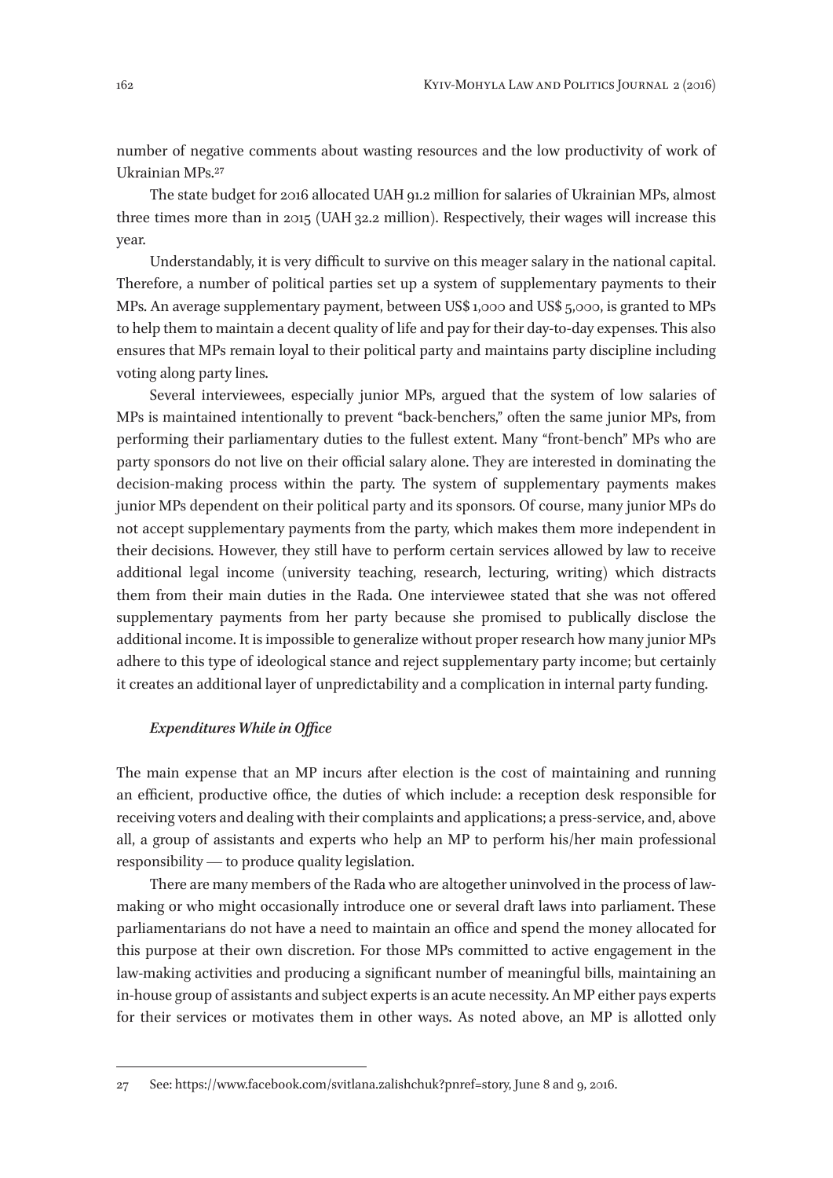number of negative comments about wasting resources and the low productivity of work of Ukrainian MPs.[27]

The state budget for 2016 allocated UAH 91.2 million for salaries of Ukrainian MPs, almost three times more than in 2015 (UAH 32.2 million). Respectively, their wages will increase this year.

Understandably, it is very difficult to survive on this meager salary in the national capital. Therefore, a number of political parties set up a system of supplementary payments to their MPs. An average supplementary payment, between US$ 1,000 and US$ 5,000, is granted to MPs to help them to maintain a decent quality of life and pay for their day-to-day expenses. This also ensures that MPs remain loyal to their political party and maintains party discipline including voting along party lines.

Several interviewees, especially junior MPs, argued that the system of low salaries of MPs is maintained intentionally to prevent "back-benchers," often the same junior MPs, from performing their parliamentary duties to the fullest extent. Many "front-bench" MPs who are party sponsors do not live on their official salary alone. They are interested in dominating the decision-making process within the party. The system of supplementary payments makes junior MPs dependent on their political party and its sponsors. Of course, many junior MPs do not accept supplementary payments from the party, which makes them more independent in their decisions. However, they still have to perform certain services allowed by law to receive additional legal income (university teaching, research, lecturing, writing) which distracts them from their main duties in the Rada. One interviewee stated that she was not offered supplementary payments from her party because she promised to publically disclose the additional income. It is impossible to generalize without proper research how many junior MPs adhere to this type of ideological stance and reject supplementary party income; but certainly it creates an additional layer of unpredictability and a complication in internal party funding.

### *Expenditures While in Office*

The main expense that an MP incurs after election is the cost of maintaining and running an efficient, productive office, the duties of which include: a reception desk responsible for receiving voters and dealing with their complaints and applications; a press-service, and, above all, a group of assistants and experts who help an MP to perform his/her main professional responsibility — to produce quality legislation.

There are many members of the Rada who are altogether uninvolved in the process of law-making or who might occasionally introduce one or several draft laws into parliament. These parliamentarians do not have a need to maintain an office and spend the money allocated for this purpose at their own discretion. For those MPs committed to active engagement in the law-making activities and producing a significant number of meaningful bills, maintaining an in-house group of assistants and subject experts is an acute necessity. An MP either pays experts for their services or motivates them in other ways. As noted above, an MP is allotted only

---

27 See: https://www.facebook.com/svitlana.zalishchuk?pnref=story, June 8 and 9, 2016.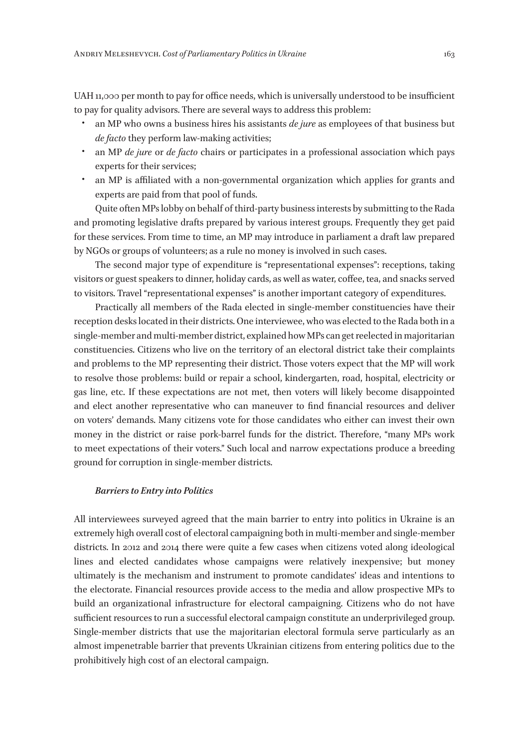UAH 11,000 per month to pay for office needs, which is universally understood to be insufficient to pay for quality advisors. There are several ways to address this problem:

- an MP who owns a business hires his assistants *de jure* as employees of that business but *de facto* they perform law-making activities;
- an MP *de jure* or *de facto* chairs or participates in a professional association which pays experts for their services;
- an MP is affiliated with a non-governmental organization which applies for grants and experts are paid from that pool of funds.

Quite often MPs lobby on behalf of third-party business interests by submitting to the Rada and promoting legislative drafts prepared by various interest groups. Frequently they get paid for these services. From time to time, an MP may introduce in parliament a draft law prepared by NGOs or groups of volunteers; as a rule no money is involved in such cases.

The second major type of expenditure is "representational expenses": receptions, taking visitors or guest speakers to dinner, holiday cards, as well as water, coffee, tea, and snacks served to visitors. Travel "representational expenses" is another important category of expenditures.

Practically all members of the Rada elected in single-member constituencies have their reception desks located in their districts. One interviewee, who was elected to the Rada both in a single-member and multi-member district, explained how MPs can get reelected in majoritarian constituencies. Citizens who live on the territory of an electoral district take their complaints and problems to the MP representing their district. Those voters expect that the MP will work to resolve those problems: build or repair a school, kindergarten, road, hospital, electricity or gas line, etc. If these expectations are not met, then voters will likely become disappointed and elect another representative who can maneuver to find financial resources and deliver on voters' demands. Many citizens vote for those candidates who either can invest their own money in the district or raise pork-barrel funds for the district. Therefore, "many MPs work to meet expectations of their voters." Such local and narrow expectations produce a breeding ground for corruption in single-member districts.

### *Barriers to Entry into Politics*

All interviewees surveyed agreed that the main barrier to entry into politics in Ukraine is an extremely high overall cost of electoral campaigning both in multi-member and single-member districts. In 2012 and 2014 there were quite a few cases when citizens voted along ideological lines and elected candidates whose campaigns were relatively inexpensive; but money ultimately is the mechanism and instrument to promote candidates' ideas and intentions to the electorate. Financial resources provide access to the media and allow prospective MPs to build an organizational infrastructure for electoral campaigning. Citizens who do not have sufficient resources to run a successful electoral campaign constitute an underprivileged group. Single-member districts that use the majoritarian electoral formula serve particularly as an almost impenetrable barrier that prevents Ukrainian citizens from entering politics due to the prohibitively high cost of an electoral campaign.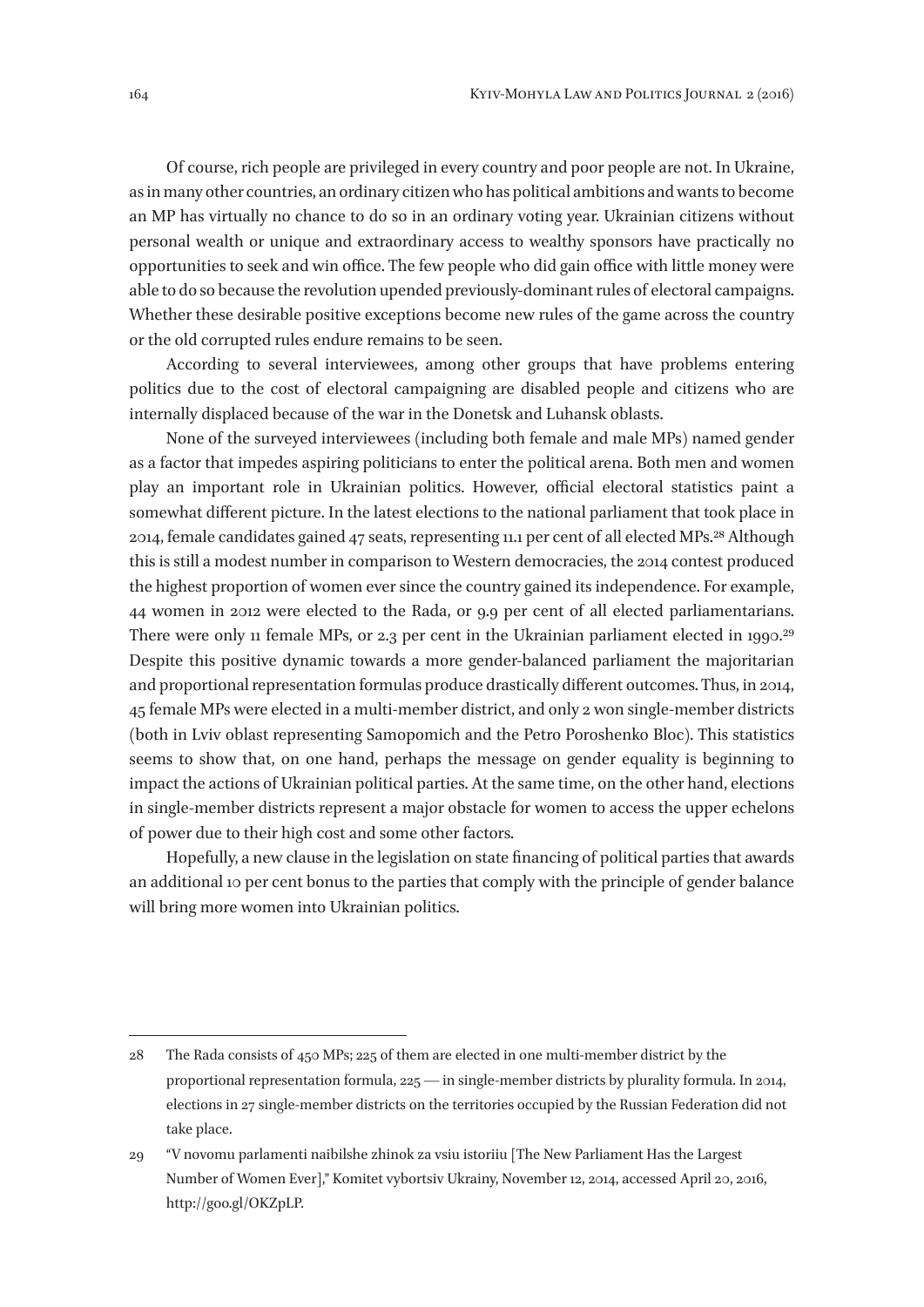Of course, rich people are privileged in every country and poor people are not. In Ukraine, as in many other countries, an ordinary citizen who has political ambitions and wants to become an MP has virtually no chance to do so in an ordinary voting year. Ukrainian citizens without personal wealth or unique and extraordinary access to wealthy sponsors have practically no opportunities to seek and win office. The few people who did gain office with little money were able to do so because the revolution upended previously-dominant rules of electoral campaigns. Whether these desirable positive exceptions become new rules of the game across the country or the old corrupted rules endure remains to be seen.

According to several interviewees, among other groups that have problems entering politics due to the cost of electoral campaigning are disabled people and citizens who are internally displaced because of the war in the Donetsk and Luhansk oblasts.

None of the surveyed interviewees (including both female and male MPs) named gender as a factor that impedes aspiring politicians to enter the political arena. Both men and women play an important role in Ukrainian politics. However, official electoral statistics paint a somewhat different picture. In the latest elections to the national parliament that took place in 2014, female candidates gained 47 seats, representing 11.1 per cent of all elected MPs.[28] Although this is still a modest number in comparison to Western democracies, the 2014 contest produced the highest proportion of women ever since the country gained its independence. For example, 44 women in 2012 were elected to the Rada, or 9.9 per cent of all elected parliamentarians. There were only 11 female MPs, or 2.3 per cent in the Ukrainian parliament elected in 1990.[29] Despite this positive dynamic towards a more gender-balanced parliament the majoritarian and proportional representation formulas produce drastically different outcomes. Thus, in 2014, 45 female MPs were elected in a multi-member district, and only 2 won single-member districts (both in Lviv oblast representing Samopomich and the Petro Poroshenko Bloc). This statistics seems to show that, on one hand, perhaps the message on gender equality is beginning to impact the actions of Ukrainian political parties. At the same time, on the other hand, elections in single-member districts represent a major obstacle for women to access the upper echelons of power due to their high cost and some other factors.

Hopefully, a new clause in the legislation on state financing of political parties that awards an additional 10 per cent bonus to the parties that comply with the principle of gender balance will bring more women into Ukrainian politics.

---

28 The Rada consists of 450 MPs; 225 of them are elected in one multi-member district by the proportional representation formula, 225 — in single-member districts by plurality formula. In 2014, elections in 27 single-member districts on the territories occupied by the Russian Federation did not take place.

29 "V novomu parlamenti naibilshe zhinok za vsiu istoriiu [The New Parliament Has the Largest Number of Women Ever]," Komitet vybortsiv Ukrainy, November 12, 2014, accessed April 20, 2016, http://goo.gl/OKZpLP.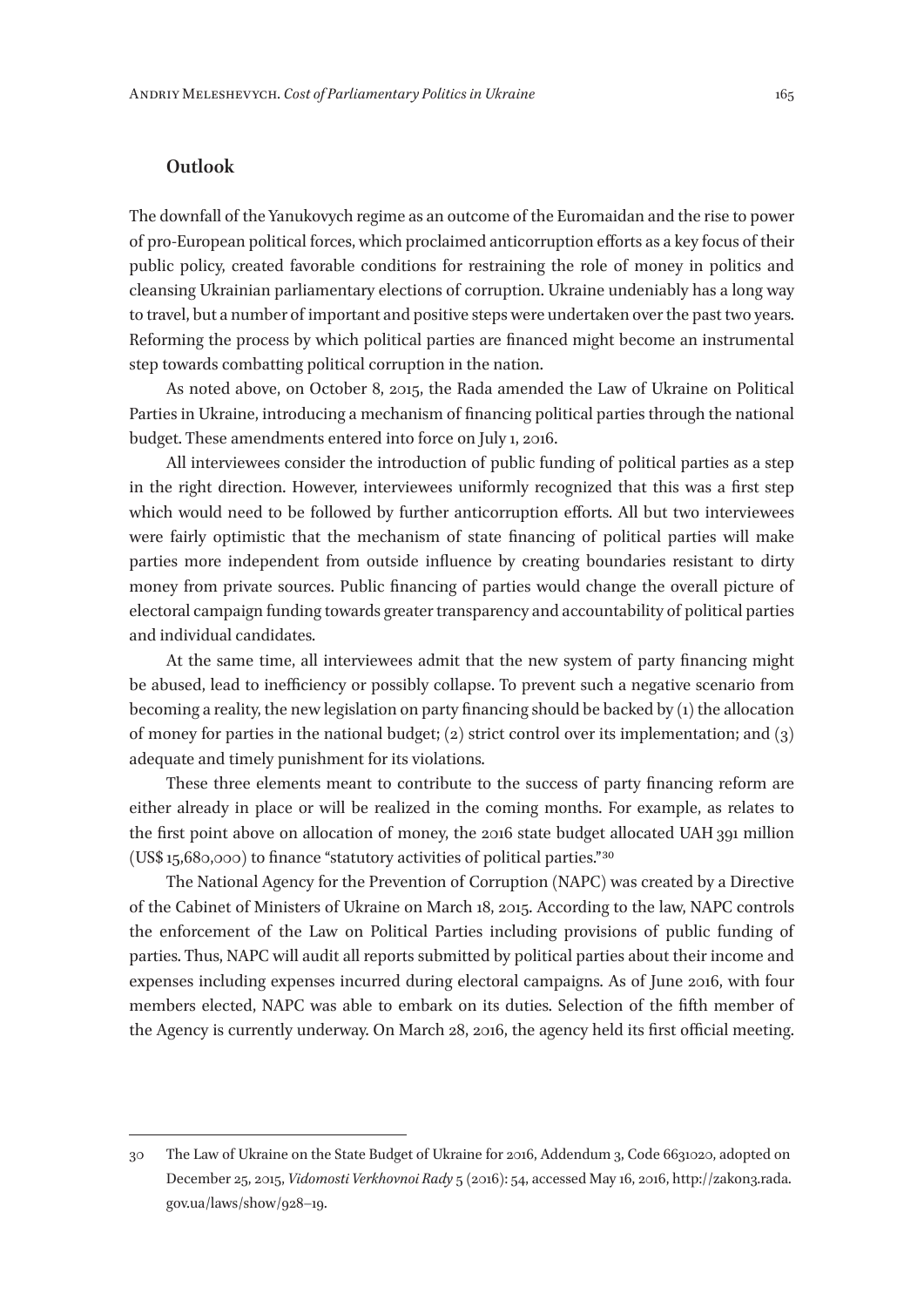## Outlook

The downfall of the Yanukovych regime as an outcome of the Euromaidan and the rise to power of pro-European political forces, which proclaimed anticorruption efforts as a key focus of their public policy, created favorable conditions for restraining the role of money in politics and cleansing Ukrainian parliamentary elections of corruption. Ukraine undeniably has a long way to travel, but a number of important and positive steps were undertaken over the past two years. Reforming the process by which political parties are financed might become an instrumental step towards combatting political corruption in the nation.

As noted above, on October 8, 2015, the Rada amended the Law of Ukraine on Political Parties in Ukraine, introducing a mechanism of financing political parties through the national budget. These amendments entered into force on July 1, 2016.

All interviewees consider the introduction of public funding of political parties as a step in the right direction. However, interviewees uniformly recognized that this was a first step which would need to be followed by further anticorruption efforts. All but two interviewees were fairly optimistic that the mechanism of state financing of political parties will make parties more independent from outside influence by creating boundaries resistant to dirty money from private sources. Public financing of parties would change the overall picture of electoral campaign funding towards greater transparency and accountability of political parties and individual candidates.

At the same time, all interviewees admit that the new system of party financing might be abused, lead to inefficiency or possibly collapse. To prevent such a negative scenario from becoming a reality, the new legislation on party financing should be backed by (1) the allocation of money for parties in the national budget; (2) strict control over its implementation; and (3) adequate and timely punishment for its violations.

These three elements meant to contribute to the success of party financing reform are either already in place or will be realized in the coming months. For example, as relates to the first point above on allocation of money, the 2016 state budget allocated UAH 391 million (US$ 15,680,000) to finance "statutory activities of political parties."[30]

The National Agency for the Prevention of Corruption (NAPC) was created by a Directive of the Cabinet of Ministers of Ukraine on March 18, 2015. According to the law, NAPC controls the enforcement of the Law on Political Parties including provisions of public funding of parties. Thus, NAPC will audit all reports submitted by political parties about their income and expenses including expenses incurred during electoral campaigns. As of June 2016, with four members elected, NAPC was able to embark on its duties. Selection of the fifth member of the Agency is currently underway. On March 28, 2016, the agency held its first official meeting.

---

30 The Law of Ukraine on the State Budget of Ukraine for 2016, Addendum 3, Code 6631020, adopted on December 25, 2015, *Vidomosti Verkhovnoi Rady* 5 (2016): 54, accessed May 16, 2016, http://zakon3.rada.gov.ua/laws/show/928–19.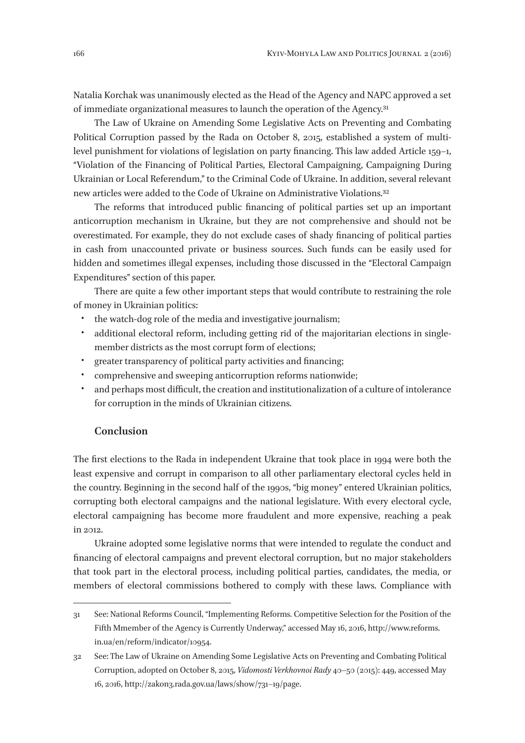Natalia Korchak was unanimously elected as the Head of the Agency and NAPC approved a set of immediate organizational measures to launch the operation of the Agency.[31]

The Law of Ukraine on Amending Some Legislative Acts on Preventing and Combating Political Corruption passed by the Rada on October 8, 2015, established a system of multi-level punishment for violations of legislation on party financing. This law added Article 159–1, "Violation of the Financing of Political Parties, Electoral Campaigning, Campaigning During Ukrainian or Local Referendum," to the Criminal Code of Ukraine. In addition, several relevant new articles were added to the Code of Ukraine on Administrative Violations.[32]

The reforms that introduced public financing of political parties set up an important anticorruption mechanism in Ukraine, but they are not comprehensive and should not be overestimated. For example, they do not exclude cases of shady financing of political parties in cash from unaccounted private or business sources. Such funds can be easily used for hidden and sometimes illegal expenses, including those discussed in the "Electoral Campaign Expenditures" section of this paper.

There are quite a few other important steps that would contribute to restraining the role of money in Ukrainian politics:

- the watch-dog role of the media and investigative journalism;
- additional electoral reform, including getting rid of the majoritarian elections in single-member districts as the most corrupt form of elections;
- greater transparency of political party activities and financing;
- comprehensive and sweeping anticorruption reforms nationwide;
- and perhaps most difficult, the creation and institutionalization of a culture of intolerance for corruption in the minds of Ukrainian citizens.

## Conclusion

The first elections to the Rada in independent Ukraine that took place in 1994 were both the least expensive and corrupt in comparison to all other parliamentary electoral cycles held in the country. Beginning in the second half of the 1990s, "big money" entered Ukrainian politics, corrupting both electoral campaigns and the national legislature. With every electoral cycle, electoral campaigning has become more fraudulent and more expensive, reaching a peak in 2012.

Ukraine adopted some legislative norms that were intended to regulate the conduct and financing of electoral campaigns and prevent electoral corruption, but no major stakeholders that took part in the electoral process, including political parties, candidates, the media, or members of electoral commissions bothered to comply with these laws. Compliance with

---

31 See: National Reforms Council, "Implementing Reforms. Competitive Selection for the Position of the Fifth Mmember of the Agency is Currently Underway," accessed May 16, 2016, http://www.reforms.in.ua/en/reform/indicator/10954.

32 See: The Law of Ukraine on Amending Some Legislative Acts on Preventing and Combating Political Corruption, adopted on October 8, 2015, *Vidomosti Verkhovnoi Rady* 40–50 (2015): 449, accessed May 16, 2016, http://zakon3.rada.gov.ua/laws/show/731–19/page.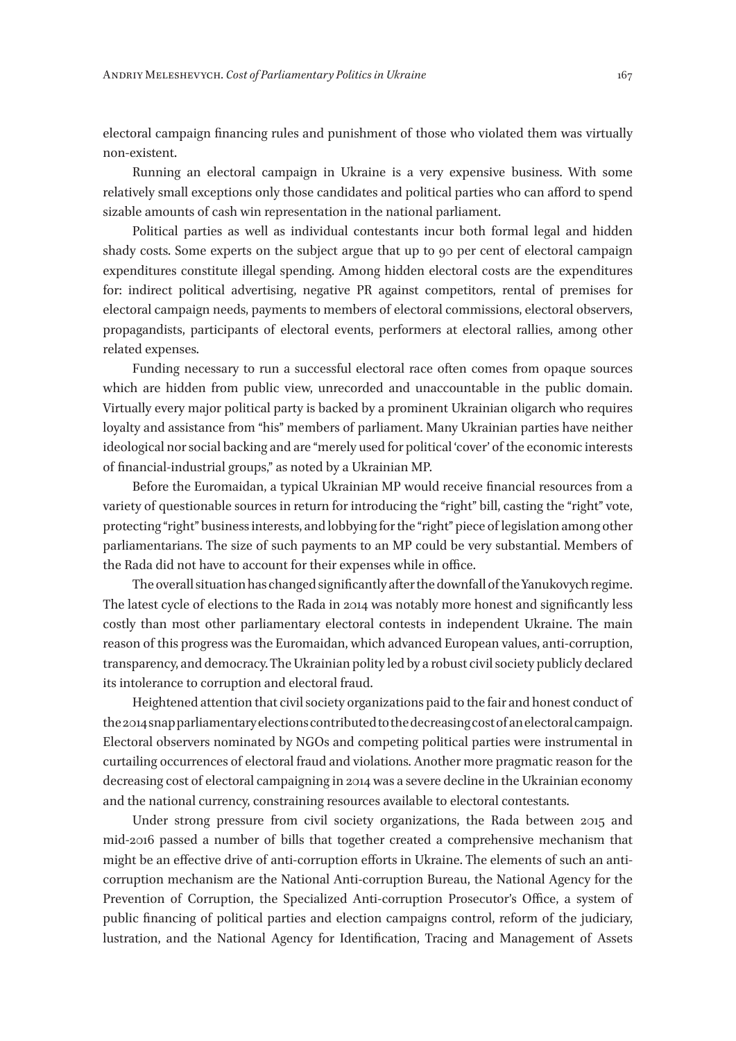electoral campaign financing rules and punishment of those who violated them was virtually non-existent.

Running an electoral campaign in Ukraine is a very expensive business. With some relatively small exceptions only those candidates and political parties who can afford to spend sizable amounts of cash win representation in the national parliament.

Political parties as well as individual contestants incur both formal legal and hidden shady costs. Some experts on the subject argue that up to 90 per cent of electoral campaign expenditures constitute illegal spending. Among hidden electoral costs are the expenditures for: indirect political advertising, negative PR against competitors, rental of premises for electoral campaign needs, payments to members of electoral commissions, electoral observers, propagandists, participants of electoral events, performers at electoral rallies, among other related expenses.

Funding necessary to run a successful electoral race often comes from opaque sources which are hidden from public view, unrecorded and unaccountable in the public domain. Virtually every major political party is backed by a prominent Ukrainian oligarch who requires loyalty and assistance from "his" members of parliament. Many Ukrainian parties have neither ideological nor social backing and are "merely used for political 'cover' of the economic interests of financial-industrial groups," as noted by a Ukrainian MP.

Before the Euromaidan, a typical Ukrainian MP would receive financial resources from a variety of questionable sources in return for introducing the "right" bill, casting the "right" vote, protecting "right" business interests, and lobbying for the "right" piece of legislation among other parliamentarians. The size of such payments to an MP could be very substantial. Members of the Rada did not have to account for their expenses while in office.

The overall situation has changed significantly after the downfall of the Yanukovych regime. The latest cycle of elections to the Rada in 2014 was notably more honest and significantly less costly than most other parliamentary electoral contests in independent Ukraine. The main reason of this progress was the Euromaidan, which advanced European values, anti-corruption, transparency, and democracy. The Ukrainian polity led by a robust civil society publicly declared its intolerance to corruption and electoral fraud.

Heightened attention that civil society organizations paid to the fair and honest conduct of the 2014 snap parliamentary elections contributed to the decreasing cost of an electoral campaign. Electoral observers nominated by NGOs and competing political parties were instrumental in curtailing occurrences of electoral fraud and violations. Another more pragmatic reason for the decreasing cost of electoral campaigning in 2014 was a severe decline in the Ukrainian economy and the national currency, constraining resources available to electoral contestants.

Under strong pressure from civil society organizations, the Rada between 2015 and mid-2016 passed a number of bills that together created a comprehensive mechanism that might be an effective drive of anti-corruption efforts in Ukraine. The elements of such an anti-corruption mechanism are the National Anti-corruption Bureau, the National Agency for the Prevention of Corruption, the Specialized Anti-corruption Prosecutor's Office, a system of public financing of political parties and election campaigns control, reform of the judiciary, lustration, and the National Agency for Identification, Tracing and Management of Assets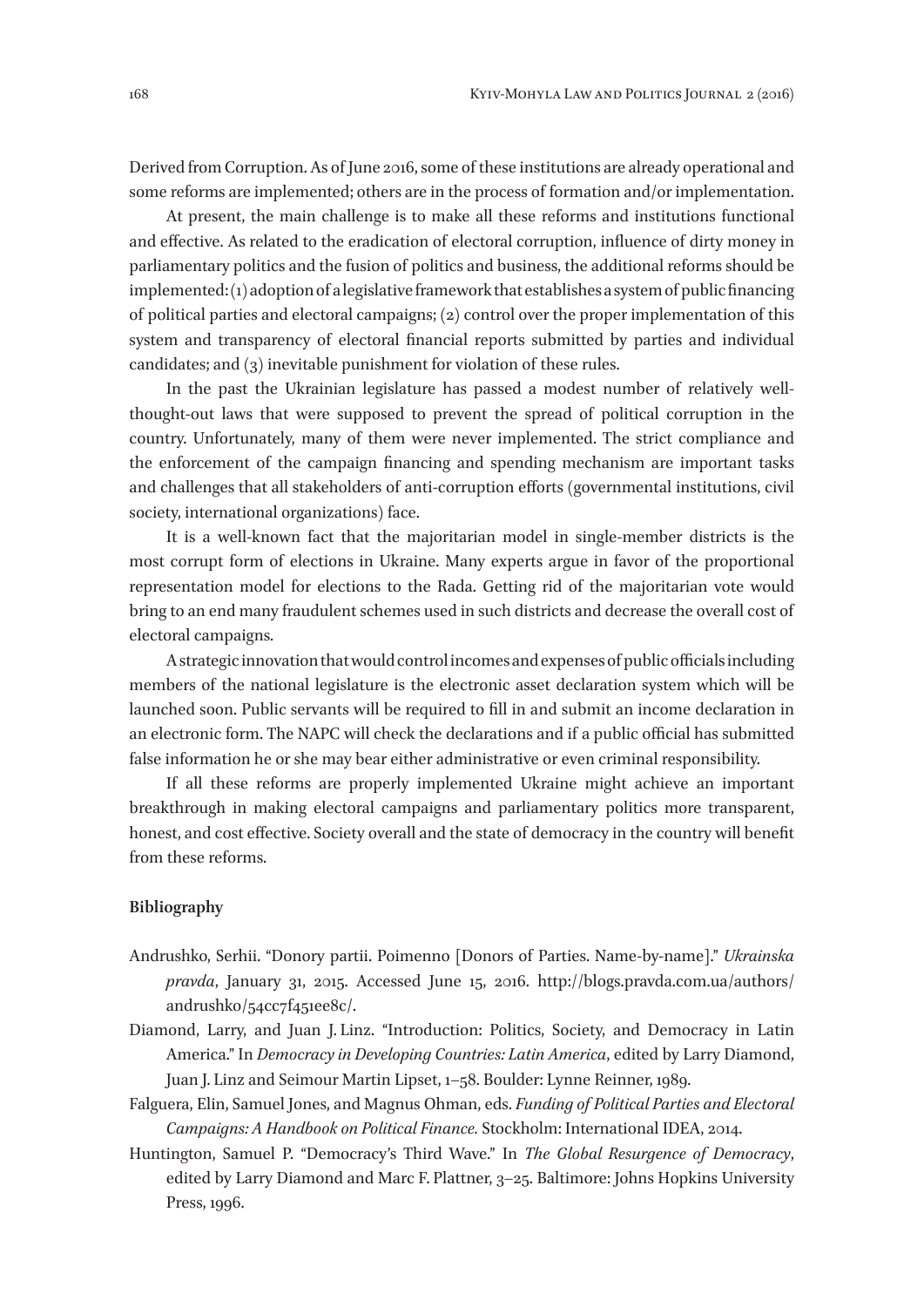Derived from Corruption. As of June 2016, some of these institutions are already operational and some reforms are implemented; others are in the process of formation and/or implementation.

At present, the main challenge is to make all these reforms and institutions functional and effective. As related to the eradication of electoral corruption, influence of dirty money in parliamentary politics and the fusion of politics and business, the additional reforms should be implemented: (1) adoption of a legislative framework that establishes a system of public financing of political parties and electoral campaigns; (2) control over the proper implementation of this system and transparency of electoral financial reports submitted by parties and individual candidates; and (3) inevitable punishment for violation of these rules.

In the past the Ukrainian legislature has passed a modest number of relatively well-thought-out laws that were supposed to prevent the spread of political corruption in the country. Unfortunately, many of them were never implemented. The strict compliance and the enforcement of the campaign financing and spending mechanism are important tasks and challenges that all stakeholders of anti-corruption efforts (governmental institutions, civil society, international organizations) face.

It is a well-known fact that the majoritarian model in single-member districts is the most corrupt form of elections in Ukraine. Many experts argue in favor of the proportional representation model for elections to the Rada. Getting rid of the majoritarian vote would bring to an end many fraudulent schemes used in such districts and decrease the overall cost of electoral campaigns.

A strategic innovation that would control incomes and expenses of public officials including members of the national legislature is the electronic asset declaration system which will be launched soon. Public servants will be required to fill in and submit an income declaration in an electronic form. The NAPC will check the declarations and if a public official has submitted false information he or she may bear either administrative or even criminal responsibility.

If all these reforms are properly implemented Ukraine might achieve an important breakthrough in making electoral campaigns and parliamentary politics more transparent, honest, and cost effective. Society overall and the state of democracy in the country will benefit from these reforms.

**Bibliography**

Andrushko, Serhii. "Donory partii. Poimenno [Donors of Parties. Name-by-name]." *Ukrainska pravda*, January 31, 2015. Accessed June 15, 2016. http://blogs.pravda.com.ua/authors/andrushko/54cc7f451ee8c/.

Diamond, Larry, and Juan J. Linz. "Introduction: Politics, Society, and Democracy in Latin America." In *Democracy in Developing Countries: Latin America*, edited by Larry Diamond, Juan J. Linz and Seimour Martin Lipset, 1–58. Boulder: Lynne Reinner, 1989.

Falguera, Elin, Samuel Jones, and Magnus Ohman, eds. *Funding of Political Parties and Electoral Campaigns: A Handbook on Political Finance.* Stockholm: International IDEA, 2014.

Huntington, Samuel P. "Democracy's Third Wave." In *The Global Resurgence of Democracy*, edited by Larry Diamond and Marc F. Plattner, 3–25. Baltimore: Johns Hopkins University Press, 1996.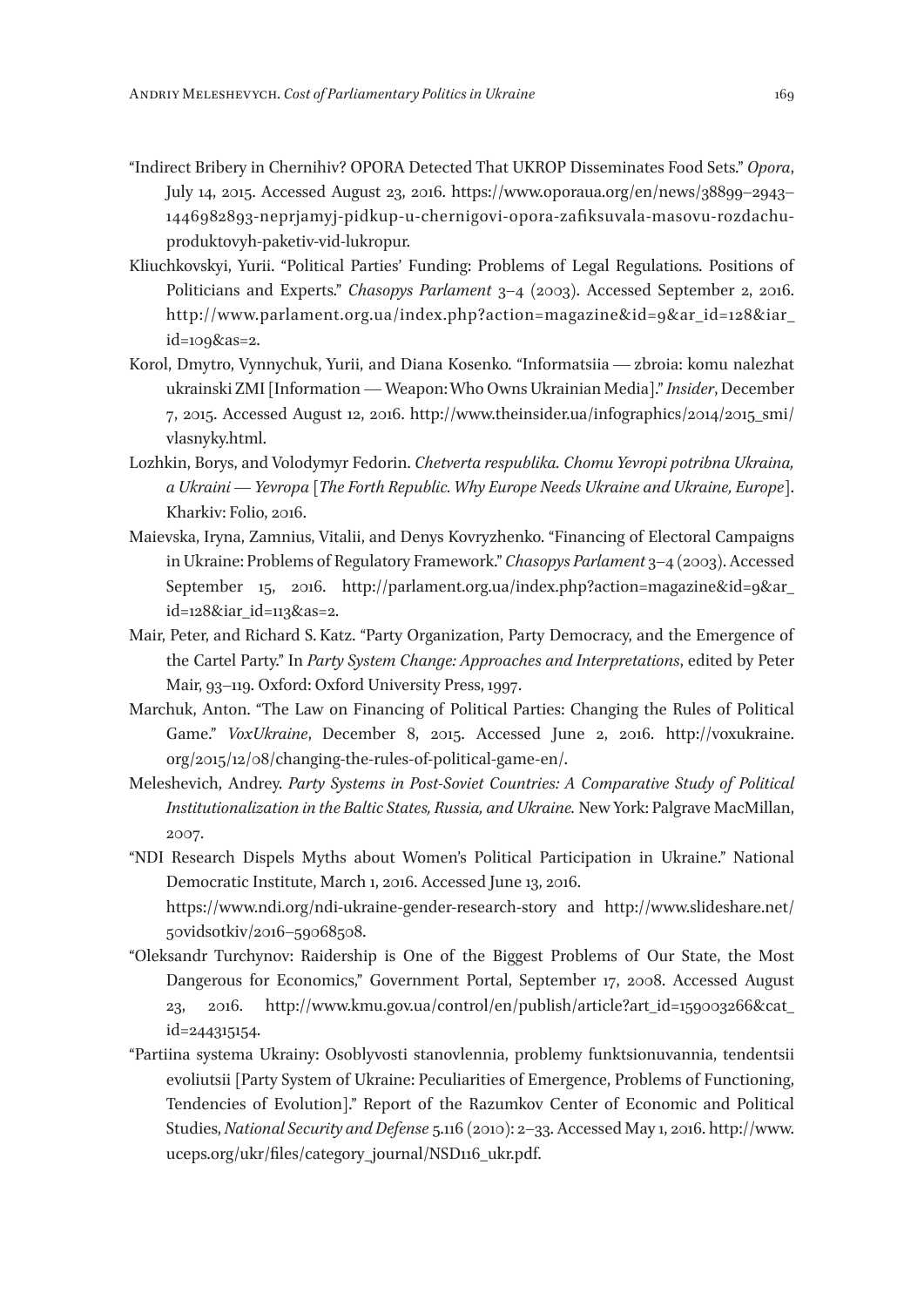"Indirect Bribery in Chernihiv? OPORA Detected That UKROP Disseminates Food Sets." *Opora*, July 14, 2015. Accessed August 23, 2016. https://www.oporaua.org/en/news/38899–2943–1446982893-neprjamyj-pidkup-u-chernigovi-opora-zafiksuvala-masovu-rozdachu-produktovyh-paketiv-vid-lukropur.

Kliuchkovskyi, Yurii. "Political Parties' Funding: Problems of Legal Regulations. Positions of Politicians and Experts." *Chasopys Parlament* 3–4 (2003). Accessed September 2, 2016. http://www.parlament.org.ua/index.php?action=magazine&id=9&ar_id=128&iar_id=109&as=2.

Korol, Dmytro, Vynnychuk, Yurii, and Diana Kosenko. "Informatsiia — zbroia: komu nalezhat ukrainski ZMI [Information — Weapon: Who Owns Ukrainian Media]." *Insider*, December 7, 2015. Accessed August 12, 2016. http://www.theinsider.ua/infographics/2014/2015_smi/vlasnyky.html.

Lozhkin, Borys, and Volodymyr Fedorin. *Chetverta respublika. Chomu Yevropi potribna Ukraina, a Ukraini — Yevropa* [*The Forth Republic. Why Europe Needs Ukraine and Ukraine, Europe*]. Kharkiv: Folio, 2016.

Maievska, Iryna, Zamnius, Vitalii, and Denys Kovryzhenko. "Financing of Electoral Campaigns in Ukraine: Problems of Regulatory Framework." *Chasopys Parlament* 3–4 (2003). Accessed September 15, 2016. http://parlament.org.ua/index.php?action=magazine&id=9&ar_id=128&iar_id=113&as=2.

Mair, Peter, and Richard S. Katz. "Party Organization, Party Democracy, and the Emergence of the Cartel Party." In *Party System Change: Approaches and Interpretations*, edited by Peter Mair, 93–119. Oxford: Oxford University Press, 1997.

Marchuk, Anton. "The Law on Financing of Political Parties: Changing the Rules of Political Game." *VoxUkraine*, December 8, 2015. Accessed June 2, 2016. http://voxukraine.org/2015/12/08/changing-the-rules-of-political-game-en/.

Meleshevich, Andrey. *Party Systems in Post-Soviet Countries: A Comparative Study of Political Institutionalization in the Baltic States, Russia, and Ukraine.* New York: Palgrave MacMillan, 2007.

"NDI Research Dispels Myths about Women's Political Participation in Ukraine." National Democratic Institute, March 1, 2016. Accessed June 13, 2016. https://www.ndi.org/ndi-ukraine-gender-research-story and http://www.slideshare.net/50vidsotkiv/2016–59068508.

"Oleksandr Turchynov: Raidership is One of the Biggest Problems of Our State, the Most Dangerous for Economics," Government Portal, September 17, 2008. Accessed August 23, 2016. http://www.kmu.gov.ua/control/en/publish/article?art_id=159003266&cat_id=244315154.

"Partiina systema Ukrainy: Osoblyvosti stanovlennia, problemy funktsionuvannia, tendentsii evoliutsii [Party System of Ukraine: Peculiarities of Emergence, Problems of Functioning, Tendencies of Evolution]." Report of the Razumkov Center of Economic and Political Studies, *National Security and Defense* 5.116 (2010): 2–33. Accessed May 1, 2016. http://www.uceps.org/ukr/files/category_journal/NSD116_ukr.pdf.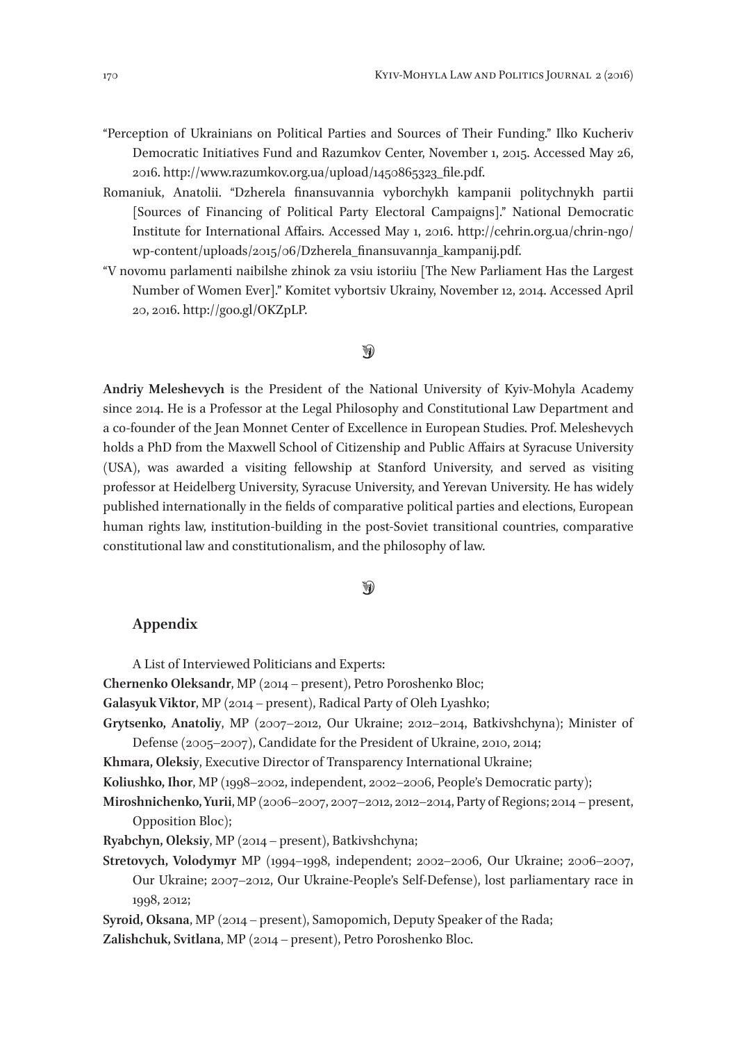"Perception of Ukrainians on Political Parties and Sources of Their Funding." Ilko Kucheriv Democratic Initiatives Fund and Razumkov Center, November 1, 2015. Accessed May 26, 2016. http://www.razumkov.org.ua/upload/1450865323_file.pdf.

Romaniuk, Anatolii. "Dzherela finansuvannia vyborchykh kampanii politychnykh partii [Sources of Financing of Political Party Electoral Campaigns]." National Democratic Institute for International Affairs. Accessed May 1, 2016. http://cehrin.org.ua/chrin-ngo/wp-content/uploads/2015/06/Dzherela_finansuvannja_kampanij.pdf.

"V novomu parlamenti naibilshe zhinok za vsiu istoriiu [The New Parliament Has the Largest Number of Women Ever]." Komitet vybortsiv Ukrainy, November 12, 2014. Accessed April 20, 2016. http://goo.gl/OKZpLP.

**Andriy Meleshevych** is the President of the National University of Kyiv-Mohyla Academy since 2014. He is a Professor at the Legal Philosophy and Constitutional Law Department and a co-founder of the Jean Monnet Center of Excellence in European Studies. Prof. Meleshevych holds a PhD from the Maxwell School of Citizenship and Public Affairs at Syracuse University (USA), was awarded a visiting fellowship at Stanford University, and served as visiting professor at Heidelberg University, Syracuse University, and Yerevan University. He has widely published internationally in the fields of comparative political parties and elections, European human rights law, institution-building in the post-Soviet transitional countries, comparative constitutional law and constitutionalism, and the philosophy of law.

## Appendix

A List of Interviewed Politicians and Experts:

**Chernenko Oleksandr**, MP (2014 – present), Petro Poroshenko Bloc;

**Galasyuk Viktor**, MP (2014 – present), Radical Party of Oleh Lyashko;

**Grytsenko, Anatoliy**, MP (2007–2012, Our Ukraine; 2012–2014, Batkivshchyna); Minister of Defense (2005–2007), Candidate for the President of Ukraine, 2010, 2014;

**Khmara, Oleksiy**, Executive Director of Transparency International Ukraine;

**Koliushko, Ihor**, MP (1998–2002, independent, 2002–2006, People's Democratic party);

**Miroshnichenko, Yurii**, MP (2006–2007, 2007–2012, 2012–2014, Party of Regions; 2014 – present, Opposition Bloc);

**Ryabchyn, Oleksiy**, MP (2014 – present), Batkivshchyna;

**Stretovych, Volodymyr** MP (1994–1998, independent; 2002–2006, Our Ukraine; 2006–2007, Our Ukraine; 2007–2012, Our Ukraine-People's Self-Defense), lost parliamentary race in 1998, 2012;

**Syroid, Oksana**, MP (2014 – present), Samopomich, Deputy Speaker of the Rada;

**Zalishchuk, Svitlana**, MP (2014 – present), Petro Poroshenko Bloc.